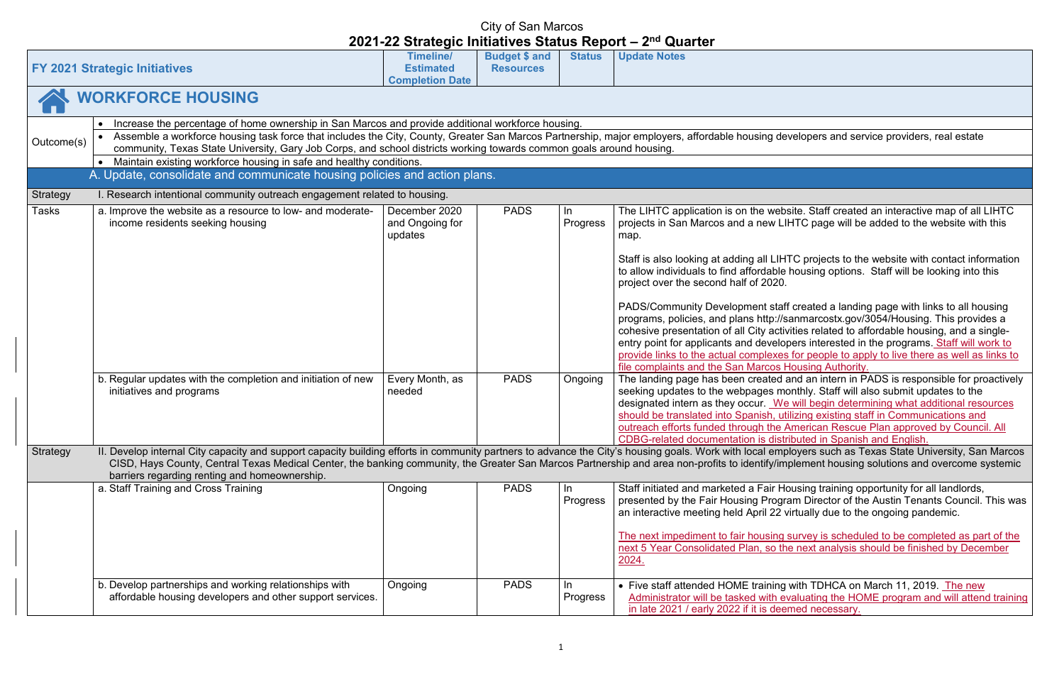City of San Marcos

# 2021-22 Strategic Initiatives Status Report – 2nd Quarter

| | FY 2021 Strategic Initiatives | Timeline/ Estimated Completion Date | Budget $ and Resources | Status | Update Notes |
|---|---|---|---|---|---|
| **WORKFORCE HOUSING** | | | | | |
| Outcome(s) | • Increase the percentage of home ownership in San Marcos and provide additional workforce housing.<br>• Assemble a workforce housing task force that includes the City, County, Greater San Marcos Partnership, major employers, affordable housing developers and service providers, real estate community, Texas State University, Gary Job Corps, and school districts working towards common goals around housing.<br>• Maintain existing workforce housing in safe and healthy conditions. | | | | |
| | A. Update, consolidate and communicate housing policies and action plans. | | | | |
| Strategy | I. Research intentional community outreach engagement related to housing. | | | | |
| Tasks | a. Improve the website as a resource to low- and moderate-income residents seeking housing | December 2020 and Ongoing for updates | PADS | In Progress | The LIHTC application is on the website. Staff created an interactive map of all LIHTC projects in San Marcos and a new LIHTC page will be added to the website with this map.<br><br>Staff is also looking at adding all LIHTC projects to the website with contact information to allow individuals to find affordable housing options. Staff will be looking into this project over the second half of 2020.<br><br>PADS/Community Development staff created a landing page with links to all housing programs, policies, and plans http://sanmarcostx.gov/3054/Housing. This provides a cohesive presentation of all City activities related to affordable housing, and a single-entry point for applicants and developers interested in the programs. Staff will work to provide links to the actual complexes for people to apply to live there as well as links to file complaints and the San Marcos Housing Authority. |
| | b. Regular updates with the completion and initiation of new initiatives and programs | Every Month, as needed | PADS | Ongoing | The landing page has been created and an intern in PADS is responsible for proactively seeking updates to the webpages monthly. Staff will also submit updates to the designated intern as they occur. We will begin determining what additional resources should be translated into Spanish, utilizing existing staff in Communications and outreach efforts funded through the American Rescue Plan approved by Council. All CDBG-related documentation is distributed in Spanish and English. |
| Strategy | II. Develop internal City capacity and support capacity building efforts in community partners to advance the City's housing goals. Work with local employers such as Texas State University, San Marcos CISD, Hays County, Central Texas Medical Center, the banking community, the Greater San Marcos Partnership and area non-profits to identify/implement housing solutions and overcome systemic barriers regarding renting and homeownership. | | | | |
| | a. Staff Training and Cross Training | Ongoing | PADS | In Progress | Staff initiated and marketed a Fair Housing training opportunity for all landlords, presented by the Fair Housing Program Director of the Austin Tenants Council. This was an interactive meeting held April 22 virtually due to the ongoing pandemic.<br><br>The next impediment to fair housing survey is scheduled to be completed as part of the next 5 Year Consolidated Plan, so the next analysis should be finished by December 2024. |
| | b. Develop partnerships and working relationships with affordable housing developers and other support services. | Ongoing | PADS | In Progress | • Five staff attended HOME training with TDHCA on March 11, 2019. The new Administrator will be tasked with evaluating the HOME program and will attend training in late 2021 / early 2022 if it is deemed necessary. |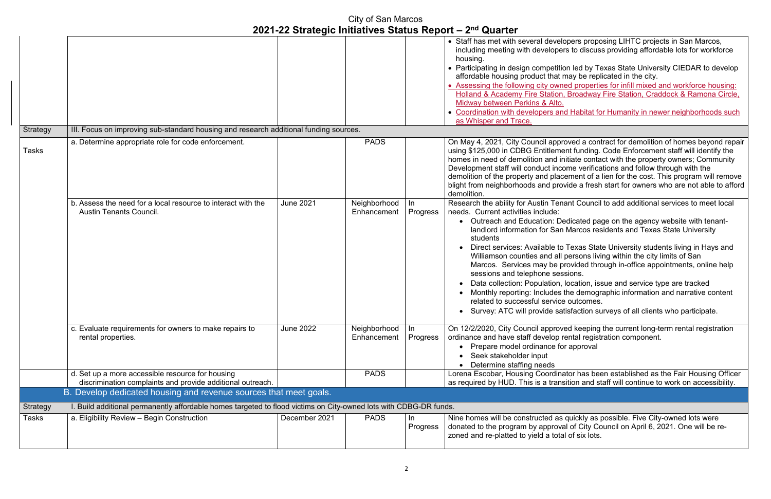| | | | | | |
|---|---|---|---|---|---|
| | | | | | • Staff has met with several developers proposing LIHTC projects in San Marcos, including meeting with developers to discuss providing affordable lots for workforce housing.<br>• Participating in design competition led by Texas State University CIEDAR to develop affordable housing product that may be replicated in the city.<br>• Assessing the following city owned properties for infill mixed and workforce housing: Holland & Academy Fire Station, Broadway Fire Station, Craddock & Ramona Circle, Midway between Perkins & Alto.<br>• Coordination with developers and Habitat for Humanity in newer neighborhoods such as Whisper and Trace. |
| Strategy | III. Focus on improving sub-standard housing and research additional funding sources. | | | | |
| Tasks | a. Determine appropriate role for code enforcement. | | PADS | | On May 4, 2021, City Council approved a contract for demolition of homes beyond repair using $125,000 in CDBG Entitlement funding. Code Enforcement staff will identify the homes in need of demolition and initiate contact with the property owners; Community Development staff will conduct income verifications and follow through with the demolition of the property and placement of a lien for the cost. This program will remove blight from neighborhoods and provide a fresh start for owners who are not able to afford demolition. |
| | b. Assess the need for a local resource to interact with the Austin Tenants Council. | June 2021 | Neighborhood Enhancement | In Progress | Research the ability for Austin Tenant Council to add additional services to meet local needs. Current activities include:<br>• Outreach and Education: Dedicated page on the agency website with tenant-landlord information for San Marcos residents and Texas State University students<br>• Direct services: Available to Texas State University students living in Hays and Williamson counties and all persons living within the city limits of San Marcos. Services may be provided through in-office appointments, online help sessions and telephone sessions.<br>• Data collection: Population, location, issue and service type are tracked<br>• Monthly reporting: Includes the demographic information and narrative content related to successful service outcomes.<br>• Survey: ATC will provide satisfaction surveys of all clients who participate. |
| | c. Evaluate requirements for owners to make repairs to rental properties. | June 2022 | Neighborhood Enhancement | In Progress | On 12/2/2020, City Council approved keeping the current long-term rental registration ordinance and have staff develop rental registration component.<br>• Prepare model ordinance for approval<br>• Seek stakeholder input<br>• Determine staffing needs |
| | d. Set up a more accessible resource for housing discrimination complaints and provide additional outreach. | | PADS | | Lorena Escobar, Housing Coordinator has been established as the Fair Housing Officer as required by HUD. This is a transition and staff will continue to work on accessibility. |
| | B. Develop dedicated housing and revenue sources that meet goals. | | | | |
| Strategy | I. Build additional permanently affordable homes targeted to flood victims on City-owned lots with CDBG-DR funds. | | | | |
| Tasks | a. Eligibility Review – Begin Construction | December 2021 | PADS | In Progress | Nine homes will be constructed as quickly as possible. Five City-owned lots were donated to the program by approval of City Council on April 6, 2021. One will be re-zoned and re-platted to yield a total of six lots. |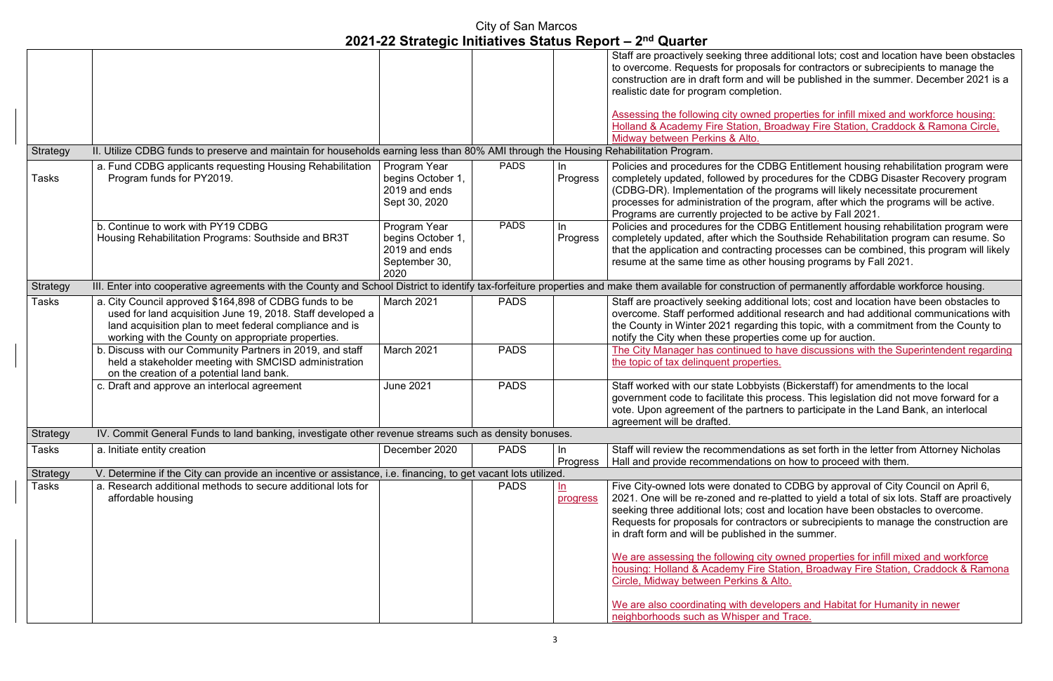# City of San Marcos

## 2021-22 Strategic Initiatives Status Report – 2nd Quarter

| | | | | | |
|---|---|---|---|---|---|
| | | | | | Staff are proactively seeking three additional lots; cost and location have been obstacles to overcome. Requests for proposals for contractors or subrecipients to manage the construction are in draft form and will be published in the summer. December 2021 is a realistic date for program completion.<br><br>Assessing the following city owned properties for infill mixed and workforce housing: Holland & Academy Fire Station, Broadway Fire Station, Craddock & Ramona Circle, Midway between Perkins & Alto. |
| Strategy | II. Utilize CDBG funds to preserve and maintain for households earning less than 80% AMI through the Housing Rehabilitation Program. | | | | |
| Tasks | a. Fund CDBG applicants requesting Housing Rehabilitation Program funds for PY2019. | Program Year begins October 1, 2019 and ends Sept 30, 2020 | PADS | In Progress | Policies and procedures for the CDBG Entitlement housing rehabilitation program were completely updated, followed by procedures for the CDBG Disaster Recovery program (CDBG-DR). Implementation of the programs will likely necessitate procurement processes for administration of the program, after which the programs will be active. Programs are currently projected to be active by Fall 2021. |
| | b. Continue to work with PY19 CDBG Housing Rehabilitation Programs: Southside and BR3T | Program Year begins October 1, 2019 and ends September 30, 2020 | PADS | In Progress | Policies and procedures for the CDBG Entitlement housing rehabilitation program were completely updated, after which the Southside Rehabilitation program can resume. So that the application and contracting processes can be combined, this program will likely resume at the same time as other housing programs by Fall 2021. |
| Strategy | III. Enter into cooperative agreements with the County and School District to identify tax-forfeiture properties and make them available for construction of permanently affordable workforce housing. | | | | |
| Tasks | a. City Council approved $164,898 of CDBG funds to be used for land acquisition June 19, 2018. Staff developed a land acquisition plan to meet federal compliance and is working with the County on appropriate properties. | March 2021 | PADS | | Staff are proactively seeking additional lots; cost and location have been obstacles to overcome. Staff performed additional research and had additional communications with the County in Winter 2021 regarding this topic, with a commitment from the County to notify the City when these properties come up for auction. |
| | b. Discuss with our Community Partners in 2019, and staff held a stakeholder meeting with SMCISD administration on the creation of a potential land bank. | March 2021 | PADS | | The City Manager has continued to have discussions with the Superintendent regarding the topic of tax delinquent properties. |
| | c. Draft and approve an interlocal agreement | June 2021 | PADS | | Staff worked with our state Lobbyists (Bickerstaff) for amendments to the local government code to facilitate this process. This legislation did not move forward for a vote. Upon agreement of the partners to participate in the Land Bank, an interlocal agreement will be drafted. |
| Strategy | IV. Commit General Funds to land banking, investigate other revenue streams such as density bonuses. | | | | |
| Tasks | a. Initiate entity creation | December 2020 | PADS | In Progress | Staff will review the recommendations as set forth in the letter from Attorney Nicholas Hall and provide recommendations on how to proceed with them. |
| Strategy | V. Determine if the City can provide an incentive or assistance, i.e. financing, to get vacant lots utilized. | | | | |
| Tasks | a. Research additional methods to secure additional lots for affordable housing | | PADS | In progress | Five City-owned lots were donated to CDBG by approval of City Council on April 6, 2021. One will be re-zoned and re-platted to yield a total of six lots. Staff are proactively seeking three additional lots; cost and location have been obstacles to overcome. Requests for proposals for contractors or subrecipients to manage the construction are in draft form and will be published in the summer.<br><br>We are assessing the following city owned properties for infill mixed and workforce housing: Holland & Academy Fire Station, Broadway Fire Station, Craddock & Ramona Circle, Midway between Perkins & Alto.<br><br>We are also coordinating with developers and Habitat for Humanity in newer neighborhoods such as Whisper and Trace. |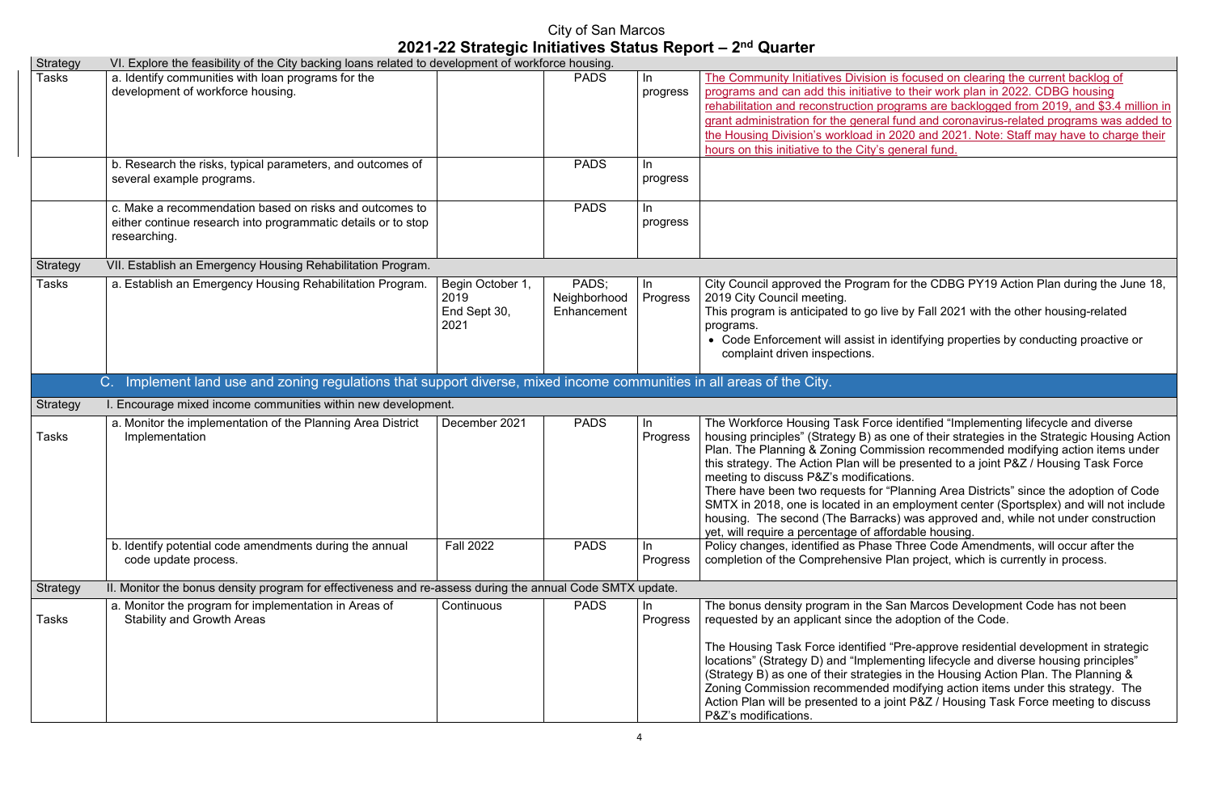# City of San Marcos

## 2021-22 Strategic Initiatives Status Report – 2nd Quarter

| | | | | | |
|---|---|---|---|---|---|
| Strategy | VI. Explore the feasibility of the City backing loans related to development of workforce housing. | | | | |
| Tasks | a. Identify communities with loan programs for the development of workforce housing. | | PADS | In progress | The Community Initiatives Division is focused on clearing the current backlog of programs and can add this initiative to their work plan in 2022. CDBG housing rehabilitation and reconstruction programs are backlogged from 2019, and $3.4 million in grant administration for the general fund and coronavirus-related programs was added to the Housing Division's workload in 2020 and 2021. Note: Staff may have to charge their hours on this initiative to the City's general fund. |
| | b. Research the risks, typical parameters, and outcomes of several example programs. | | PADS | In progress | |
| | c. Make a recommendation based on risks and outcomes to either continue research into programmatic details or to stop researching. | | PADS | In progress | |
| Strategy | VII. Establish an Emergency Housing Rehabilitation Program. | | | | |
| Tasks | a. Establish an Emergency Housing Rehabilitation Program. | Begin October 1, 2019 End Sept 30, 2021 | PADS; Neighborhood Enhancement | In Progress | City Council approved the Program for the CDBG PY19 Action Plan during the June 18, 2019 City Council meeting. This program is anticipated to go live by Fall 2021 with the other housing-related programs. • Code Enforcement will assist in identifying properties by conducting proactive or complaint driven inspections. |
| | **C. Implement land use and zoning regulations that support diverse, mixed income communities in all areas of the City.** | | | | |
| Strategy | I. Encourage mixed income communities within new development. | | | | |
| Tasks | a. Monitor the implementation of the Planning Area District Implementation | December 2021 | PADS | In Progress | The Workforce Housing Task Force identified "Implementing lifecycle and diverse housing principles" (Strategy B) as one of their strategies in the Strategic Housing Action Plan. The Planning & Zoning Commission recommended modifying action items under this strategy. The Action Plan will be presented to a joint P&Z / Housing Task Force meeting to discuss P&Z's modifications. There have been two requests for "Planning Area Districts" since the adoption of Code SMTX in 2018, one is located in an employment center (Sportsplex) and will not include housing. The second (The Barracks) was approved and, while not under construction yet, will require a percentage of affordable housing. |
| | b. Identify potential code amendments during the annual code update process. | Fall 2022 | PADS | In Progress | Policy changes, identified as Phase Three Code Amendments, will occur after the completion of the Comprehensive Plan project, which is currently in process. |
| Strategy | II. Monitor the bonus density program for effectiveness and re-assess during the annual Code SMTX update. | | | | |
| Tasks | a. Monitor the program for implementation in Areas of Stability and Growth Areas | Continuous | PADS | In Progress | The bonus density program in the San Marcos Development Code has not been requested by an applicant since the adoption of the Code.<br><br>The Housing Task Force identified "Pre-approve residential development in strategic locations" (Strategy D) and "Implementing lifecycle and diverse housing principles" (Strategy B) as one of their strategies in the Housing Action Plan. The Planning & Zoning Commission recommended modifying action items under this strategy. The Action Plan will be presented to a joint P&Z / Housing Task Force meeting to discuss P&Z's modifications. |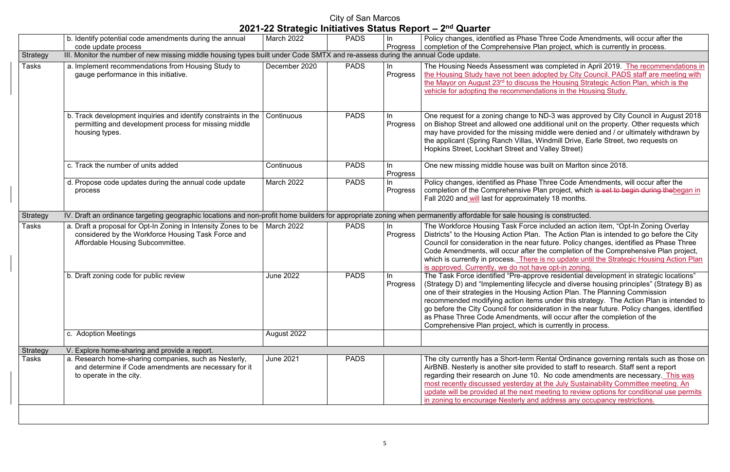# City of San Marcos

## 2021-22 Strategic Initiatives Status Report – 2nd Quarter

| | | | | | |
|---|---|---|---|---|---|
| | b. Identify potential code amendments during the annual code update process | March 2022 | PADS | In Progress | Policy changes, identified as Phase Three Code Amendments, will occur after the completion of the Comprehensive Plan project, which is currently in process. |
| Strategy | III. Monitor the number of new missing middle housing types built under Code SMTX and re-assess during the annual Code update. | | | | |
| Tasks | a. Implement recommendations from Housing Study to gauge performance in this initiative. | December 2020 | PADS | In Progress | The Housing Needs Assessment was completed in April 2019. The recommendations in the Housing Study have not been adopted by City Council. PADS staff are meeting with the Mayor on August 23rd to discuss the Housing Strategic Action Plan, which is the vehicle for adopting the recommendations in the Housing Study. |
| | b. Track development inquiries and identify constraints in the permitting and development process for missing middle housing types. | Continuous | PADS | In Progress | One request for a zoning change to ND-3 was approved by City Council in August 2018 on Bishop Street and allowed one additional unit on the property. Other requests which may have provided for the missing middle were denied and / or ultimately withdrawn by the applicant (Spring Ranch Villas, Windmill Drive, Earle Street, two requests on Hopkins Street, Lockhart Street and Valley Street) |
| | c. Track the number of units added | Continuous | PADS | In Progress | One new missing middle house was built on Marlton since 2018. |
| | d. Propose code updates during the annual code update process | March 2022 | PADS | In Progress | Policy changes, identified as Phase Three Code Amendments, will occur after the completion of the Comprehensive Plan project, which ~~is set to begin during the~~began in Fall 2020 and will last for approximately 18 months. |
| Strategy | IV. Draft an ordinance targeting geographic locations and non-profit home builders for appropriate zoning when permanently affordable for sale housing is constructed. | | | | |
| Tasks | a. Draft a proposal for Opt-In Zoning in Intensity Zones to be considered by the Workforce Housing Task Force and Affordable Housing Subcommittee. | March 2022 | PADS | In Progress | The Workforce Housing Task Force included an action item, "Opt-In Zoning Overlay Districts" to the Housing Action Plan. The Action Plan is intended to go before the City Council for consideration in the near future. Policy changes, identified as Phase Three Code Amendments, will occur after the completion of the Comprehensive Plan project, which is currently in process. There is no update until the Strategic Housing Action Plan is approved. Currently, we do not have opt-in zoning. |
| | b. Draft zoning code for public review | June 2022 | PADS | In Progress | The Task Force identified "Pre-approve residential development in strategic locations" (Strategy D) and "Implementing lifecycle and diverse housing principles" (Strategy B) as one of their strategies in the Housing Action Plan. The Planning Commission recommended modifying action items under this strategy. The Action Plan is intended to go before the City Council for consideration in the near future. Policy changes, identified as Phase Three Code Amendments, will occur after the completion of the Comprehensive Plan project, which is currently in process. |
| | c. Adoption Meetings | August 2022 | | | |
| Strategy | V. Explore home-sharing and provide a report. | | | | |
| Tasks | a. Research home-sharing companies, such as Nesterly, and determine if Code amendments are necessary for it to operate in the city. | June 2021 | PADS | | The city currently has a Short-term Rental Ordinance governing rentals such as those on AirBNB. Nesterly is another site provided to staff to research. Staff sent a report regarding their research on June 10. No code amendments are necessary. This was most recently discussed yesterday at the July Sustainability Committee meeting. An update will be provided at the next meeting to review options for conditional use permits in zoning to encourage Nesterly and address any occupancy restrictions. |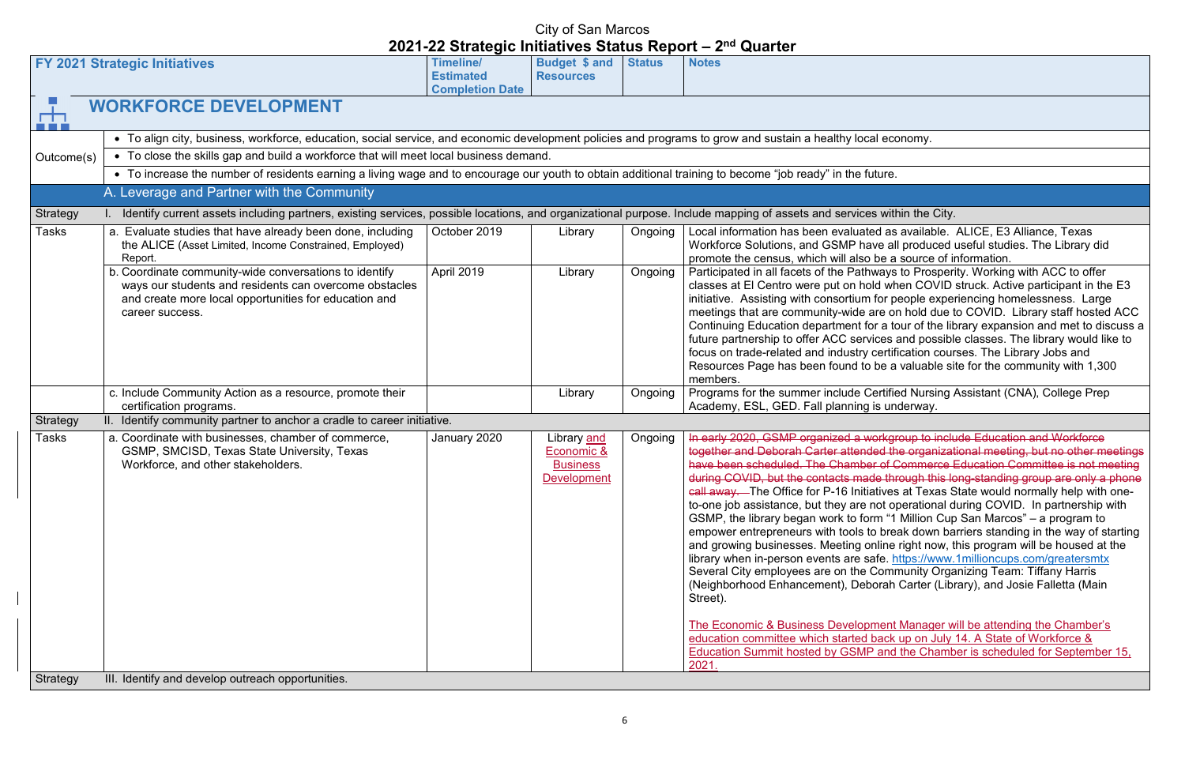# City of San Marcos
## 2021-22 Strategic Initiatives Status Report – 2nd Quarter

| FY 2021 Strategic Initiatives | | Timeline/ Estimated Completion Date | Budget $ and Resources | Status | Notes |
|---|---|---|---|---|---|
| **WORKFORCE DEVELOPMENT** | | | | | |
| Outcome(s) | • To align city, business, workforce, education, social service, and economic development policies and programs to grow and sustain a healthy local economy. | | | | |
| | • To close the skills gap and build a workforce that will meet local business demand. | | | | |
| | • To increase the number of residents earning a living wage and to encourage our youth to obtain additional training to become "job ready" in the future. | | | | |
| A. Leverage and Partner with the Community | | | | | |
| Strategy | I. Identify current assets including partners, existing services, possible locations, and organizational purpose. Include mapping of assets and services within the City. | | | | |
| Tasks | a. Evaluate studies that have already been done, including the ALICE (Asset Limited, Income Constrained, Employed) Report. | October 2019 | Library | Ongoing | Local information has been evaluated as available. ALICE, E3 Alliance, Texas Workforce Solutions, and GSMP have all produced useful studies. The Library did promote the census, which will also be a source of information. |
| | b. Coordinate community-wide conversations to identify ways our students and residents can overcome obstacles and create more local opportunities for education and career success. | April 2019 | Library | Ongoing | Participated in all facets of the Pathways to Prosperity. Working with ACC to offer classes at El Centro were put on hold when COVID struck. Active participant in the E3 initiative. Assisting with consortium for people experiencing homelessness. Large meetings that are community-wide are on hold due to COVID. Library staff hosted ACC Continuing Education department for a tour of the library expansion and met to discuss a future partnership to offer ACC services and possible classes. The library would like to focus on trade-related and industry certification courses. The Library Jobs and Resources Page has been found to be a valuable site for the community with 1,300 members. |
| | c. Include Community Action as a resource, promote their certification programs. | | Library | Ongoing | Programs for the summer include Certified Nursing Assistant (CNA), College Prep Academy, ESL, GED. Fall planning is underway. |
| Strategy | II. Identify community partner to anchor a cradle to career initiative. | | | | |
| Tasks | a. Coordinate with businesses, chamber of commerce, GSMP, SMCISD, Texas State University, Texas Workforce, and other stakeholders. | January 2020 | Library and Economic & Business Development | Ongoing | ~~In early 2020, GSMP organized a workgroup to include Education and Workforce together and Deborah Carter attended the organizational meeting, but no other meetings have been scheduled. The Chamber of Commerce Education Committee is not meeting during COVID, but the contacts made through this long-standing group are only a phone call away.~~ The Office for P-16 Initiatives at Texas State would normally help with one-to-one job assistance, but they are not operational during COVID. In partnership with GSMP, the library began work to form "1 Million Cup San Marcos" – a program to empower entrepreneurs with tools to break down barriers standing in the way of starting and growing businesses. Meeting online right now, this program will be housed at the library when in-person events are safe. https://www.1millioncups.com/greatersmtx Several City employees are on the Community Organizing Team: Tiffany Harris (Neighborhood Enhancement), Deborah Carter (Library), and Josie Falletta (Main Street).<br><br>The Economic & Business Development Manager will be attending the Chamber's education committee which started back up on July 14. A State of Workforce & Education Summit hosted by GSMP and the Chamber is scheduled for September 15, 2021. |
| Strategy | III. Identify and develop outreach opportunities. | | | | |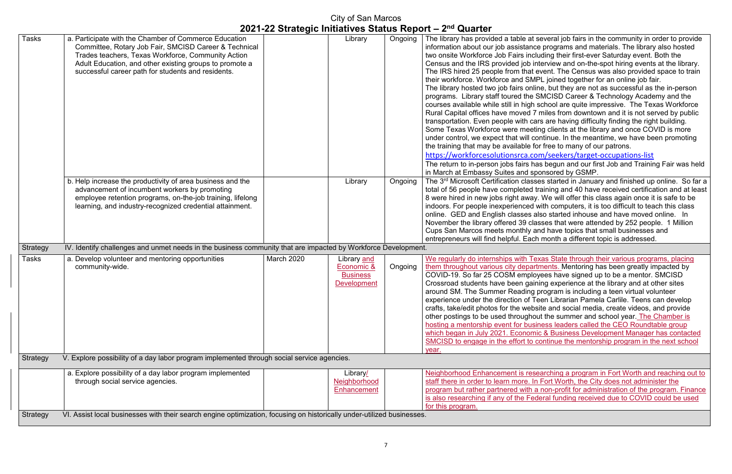City of San Marcos

## 2021-22 Strategic Initiatives Status Report – 2nd Quarter

| | | | | | |
|---|---|---|---|---|---|
| Tasks | a. Participate with the Chamber of Commerce Education Committee, Rotary Job Fair, SMCISD Career & Technical Trades teachers, Texas Workforce, Community Action Adult Education, and other existing groups to promote a successful career path for students and residents. | | Library | Ongoing | The library has provided a table at several job fairs in the community in order to provide information about our job assistance programs and materials. The library also hosted two onsite Workforce Job Fairs including their first-ever Saturday event. Both the Census and the IRS provided job interview and on-the-spot hiring events at the library. The IRS hired 25 people from that event. The Census was also provided space to train their workforce. Workforce and SMPL joined together for an online job fair. The library hosted two job fairs online, but they are not as successful as the in-person programs. Library staff toured the SMCISD Career & Technology Academy and the courses available while still in high school are quite impressive. The Texas Workforce Rural Capital offices have moved 7 miles from downtown and it is not served by public transportation. Even people with cars are having difficulty finding the right building. Some Texas Workforce were meeting clients at the library and once COVID is more under control, we expect that will continue. In the meantime, we have been promoting the training that may be available for free to many of our patrons. https://workforcesolutionsrca.com/seekers/target-occupations-list The return to in-person jobs fairs has begun and our first Job and Training Fair was held in March at Embassy Suites and sponsored by GSMP. |
| | b. Help increase the productivity of area business and the advancement of incumbent workers by promoting employee retention programs, on-the-job training, lifelong learning, and industry-recognized credential attainment. | | Library | Ongoing | The 3rd Microsoft Certification classes started in January and finished up online. So far a total of 56 people have completed training and 40 have received certification and at least 8 were hired in new jobs right away. We will offer this class again once it is safe to be indoors. For people inexperienced with computers, it is too difficult to teach this class online. GED and English classes also started inhouse and have moved online. In November the library offered 39 classes that were attended by 252 people. 1 Million Cups San Marcos meets monthly and have topics that small businesses and entrepreneurs will find helpful. Each month a different topic is addressed. |
| Strategy | IV. Identify challenges and unmet needs in the business community that are impacted by Workforce Development. | | | | |
| Tasks | a. Develop volunteer and mentoring opportunities community-wide. | March 2020 | Library and Economic & Business Development | Ongoing | We regularly do internships with Texas State through their various programs, placing them throughout various city departments. Mentoring has been greatly impacted by COVID-19. So far 25 COSM employees have signed up to be a mentor. SMCISD Crossroad students have been gaining experience at the library and at other sites around SM. The Summer Reading program is including a teen virtual volunteer experience under the direction of Teen Librarian Pamela Carlile. Teens can develop crafts, take/edit photos for the website and social media, create videos, and provide other postings to be used throughout the summer and school year. The Chamber is hosting a mentorship event for business leaders called the CEO Roundtable group which began in July 2021. Economic & Business Development Manager has contacted SMCISD to engage in the effort to continue the mentorship program in the next school year. |
| Strategy | V. Explore possibility of a day labor program implemented through social service agencies. | | | | |
| | a. Explore possibility of a day labor program implemented through social service agencies. | | Library/ Neighborhood Enhancement | | Neighborhood Enhancement is researching a program in Fort Worth and reaching out to staff there in order to learn more. In Fort Worth, the City does not administer the program but rather partnered with a non-profit for administration of the program. Finance is also researching if any of the Federal funding received due to COVID could be used for this program. |
| Strategy | VI. Assist local businesses with their search engine optimization, focusing on historically under-utilized businesses. | | | | |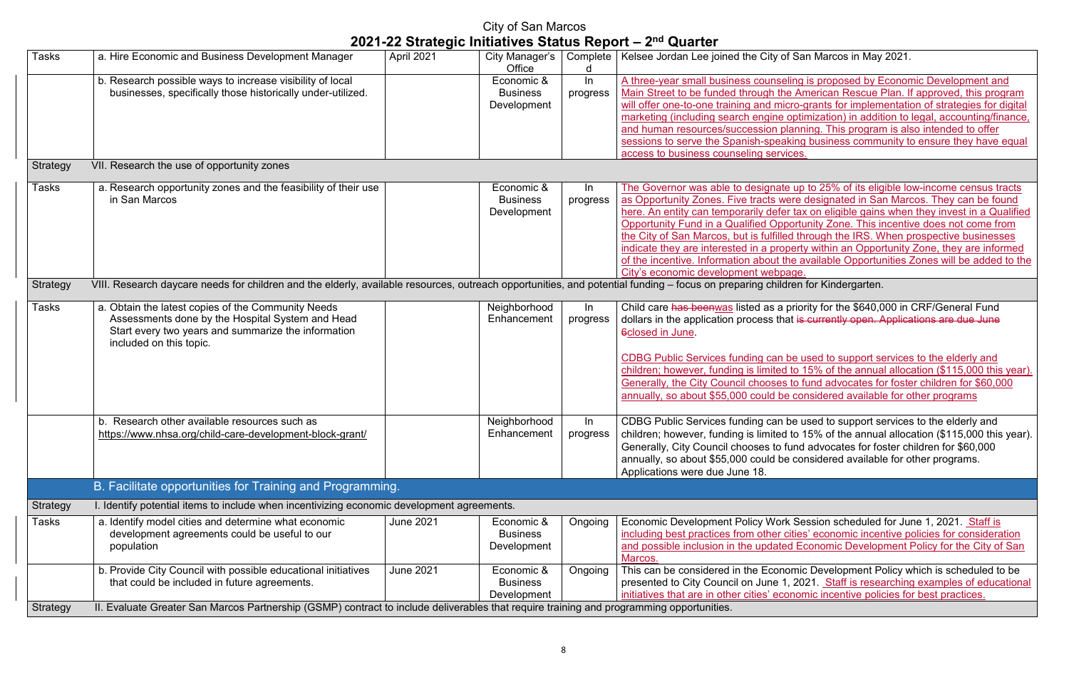# City of San Marcos

## 2021-22 Strategic Initiatives Status Report – 2nd Quarter

| | | | | | |
|---|---|---|---|---|---|
| Tasks | a. Hire Economic and Business Development Manager | April 2021 | City Manager's Office | Completed | Kelsee Jordan Lee joined the City of San Marcos in May 2021. |
| | b. Research possible ways to increase visibility of local businesses, specifically those historically under-utilized. | | Economic & Business Development | In progress | A three-year small business counseling is proposed by Economic Development and Main Street to be funded through the American Rescue Plan. If approved, this program will offer one-to-one training and micro-grants for implementation of strategies for digital marketing (including search engine optimization) in addition to legal, accounting/finance, and human resources/succession planning. This program is also intended to offer sessions to serve the Spanish-speaking business community to ensure they have equal access to business counseling services. |
| Strategy | VII. Research the use of opportunity zones | | | | |
| Tasks | a. Research opportunity zones and the feasibility of their use in San Marcos | | Economic & Business Development | In progress | The Governor was able to designate up to 25% of its eligible low-income census tracts as Opportunity Zones. Five tracts were designated in San Marcos. They can be found here. An entity can temporarily defer tax on eligible gains when they invest in a Qualified Opportunity Fund in a Qualified Opportunity Zone. This incentive does not come from the City of San Marcos, but is fulfilled through the IRS. When prospective businesses indicate they are interested in a property within an Opportunity Zone, they are informed of the incentive. Information about the available Opportunities Zones will be added to the City's economic development webpage. |
| Strategy | VIII. Research daycare needs for children and the elderly, available resources, outreach opportunities, and potential funding – focus on preparing children for Kindergarten. | | | | |
| Tasks | a. Obtain the latest copies of the Community Needs Assessments done by the Hospital System and Head Start every two years and summarize the information included on this topic. | | Neighborhood Enhancement | In progress | Child care ~~has been~~was listed as a priority for the $640,000 in CRF/General Fund dollars in the application process that ~~is currently open. Applications are due June 6~~closed in June.<br><br>CDBG Public Services funding can be used to support services to the elderly and children; however, funding is limited to 15% of the annual allocation ($115,000 this year). Generally, the City Council chooses to fund advocates for foster children for $60,000 annually, so about $55,000 could be considered available for other programs |
| | b. Research other available resources such as https://www.nhsa.org/child-care-development-block-grant/ | | Neighborhood Enhancement | In progress | CDBG Public Services funding can be used to support services to the elderly and children; however, funding is limited to 15% of the annual allocation ($115,000 this year). Generally, City Council chooses to fund advocates for foster children for $60,000 annually, so about $55,000 could be considered available for other programs. Applications were due June 18. |
| | **B. Facilitate opportunities for Training and Programming.** | | | | |
| Strategy | I. Identify potential items to include when incentivizing economic development agreements. | | | | |
| Tasks | a. Identify model cities and determine what economic development agreements could be useful to our population | June 2021 | Economic & Business Development | Ongoing | Economic Development Policy Work Session scheduled for June 1, 2021. Staff is including best practices from other cities' economic incentive policies for consideration and possible inclusion in the updated Economic Development Policy for the City of San Marcos. |
| | b. Provide City Council with possible educational initiatives that could be included in future agreements. | June 2021 | Economic & Business Development | Ongoing | This can be considered in the Economic Development Policy which is scheduled to be presented to City Council on June 1, 2021. Staff is researching examples of educational initiatives that are in other cities' economic incentive policies for best practices. |
| Strategy | II. Evaluate Greater San Marcos Partnership (GSMP) contract to include deliverables that require training and programming opportunities. | | | | |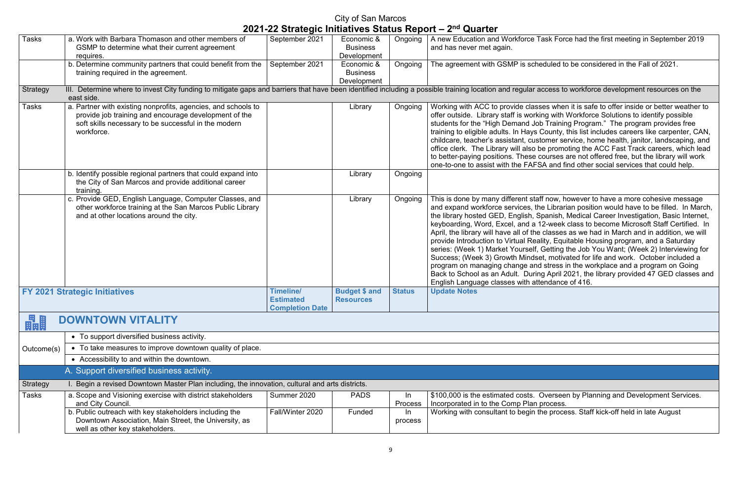# City of San Marcos
## 2021-22 Strategic Initiatives Status Report – 2nd Quarter

| | | | | | |
|---|---|---|---|---|---|
| Tasks | a. Work with Barbara Thomason and other members of GSMP to determine what their current agreement requires. | September 2021 | Economic & Business Development | Ongoing | A new Education and Workforce Task Force had the first meeting in September 2019 and has never met again. |
| | b. Determine community partners that could benefit from the training required in the agreement. | September 2021 | Economic & Business Development | Ongoing | The agreement with GSMP is scheduled to be considered in the Fall of 2021. |
| Strategy | III. Determine where to invest City funding to mitigate gaps and barriers that have been identified including a possible training location and regular access to workforce development resources on the east side. | | | | |
| Tasks | a. Partner with existing nonprofits, agencies, and schools to provide job training and encourage development of the soft skills necessary to be successful in the modern workforce. | | Library | Ongoing | Working with ACC to provide classes when it is safe to offer inside or better weather to offer outside. Library staff is working with Workforce Solutions to identify possible students for the "High Demand Job Training Program." The program provides free training to eligible adults. In Hays County, this list includes careers like carpenter, CAN, childcare, teacher's assistant, customer service, home health, janitor, landscaping, and office clerk. The Library will also be promoting the ACC Fast Track careers, which lead to better-paying positions. These courses are not offered free, but the library will work one-to-one to assist with the FAFSA and find other social services that could help. |
| | b. Identify possible regional partners that could expand into the City of San Marcos and provide additional career training. | | Library | Ongoing | |
| | c. Provide GED, English Language, Computer Classes, and other workforce training at the San Marcos Public Library and at other locations around the city. | | Library | Ongoing | This is done by many different staff now, however to have a more cohesive message and expand workforce services, the Librarian position would have to be filled. In March, the library hosted GED, English, Spanish, Medical Career Investigation, Basic Internet, keyboarding, Word, Excel, and a 12-week class to become Microsoft Staff Certified. In April, the library will have all of the classes as we had in March and in addition, we will provide Introduction to Virtual Reality, Equitable Housing program, and a Saturday series: (Week 1) Market Yourself, Getting the Job You Want; (Week 2) Interviewing for Success; (Week 3) Growth Mindset, motivated for life and work. October included a program on managing change and stress in the workplace and a program on Going Back to School as an Adult. During April 2021, the library provided 47 GED classes and English Language classes with attendance of 416. |

| FY 2021 Strategic Initiatives | | Timeline/ Estimated Completion Date | Budget $ and Resources | Status | Update Notes |
|---|---|---|---|---|---|
| **DOWNTOWN VITALITY** | | | | | |
| Outcome(s) | • To support diversified business activity. | | | | |
| | • To take measures to improve downtown quality of place. | | | | |
| | • Accessibility to and within the downtown. | | | | |
| | **A. Support diversified business activity.** | | | | |
| Strategy | I. Begin a revised Downtown Master Plan including, the innovation, cultural and arts districts. | | | | |
| Tasks | a. Scope and Visioning exercise with district stakeholders and City Council. | Summer 2020 | PADS | In Process | $100,000 is the estimated costs. Overseen by Planning and Development Services. Incorporated in to the Comp Plan process. |
| | b. Public outreach with key stakeholders including the Downtown Association, Main Street, the University, as well as other key stakeholders. | Fall/Winter 2020 | Funded | In process | Working with consultant to begin the process. Staff kick-off held in late August |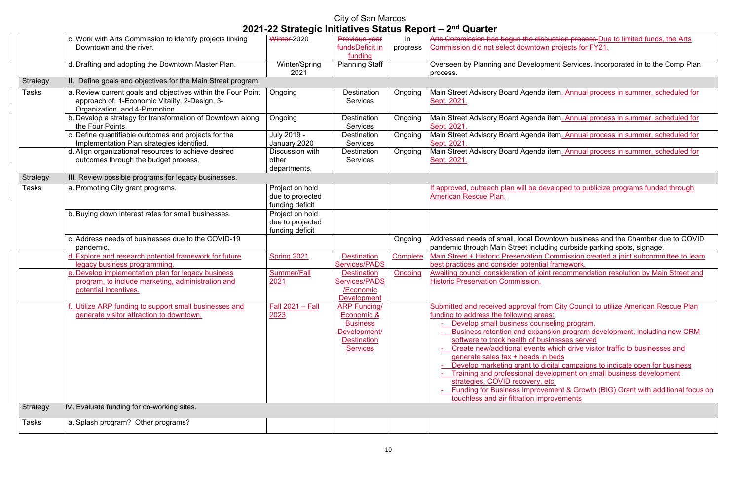# City of San Marcos

## 2021-22 Strategic Initiatives Status Report – 2nd Quarter

| | | | | | |
|---|---|---|---|---|---|
| | c. Work with Arts Commission to identify projects linking Downtown and the river. | ~~Winter~~ 2020 | ~~Previous year funds~~Deficit in funding | In progress | ~~Arts Commission has begun the discussion process.~~Due to limited funds, the Arts Commission did not select downtown projects for FY21. |
| | d. Drafting and adopting the Downtown Master Plan. | Winter/Spring 2021 | Planning Staff | | Overseen by Planning and Development Services. Incorporated in to the Comp Plan process. |
| Strategy | II. Define goals and objectives for the Main Street program. | | | | |
| Tasks | a. Review current goals and objectives within the Four Point approach of; 1-Economic Vitality, 2-Design, 3-Organization, and 4-Promotion | Ongoing | Destination Services | Ongoing | Main Street Advisory Board Agenda item. Annual process in summer, scheduled for Sept. 2021. |
| | b. Develop a strategy for transformation of Downtown along the Four Points. | Ongoing | Destination Services | Ongoing | Main Street Advisory Board Agenda item. Annual process in summer, scheduled for Sept. 2021. |
| | c. Define quantifiable outcomes and projects for the Implementation Plan strategies identified. | July 2019 - January 2020 | Destination Services | Ongoing | Main Street Advisory Board Agenda item. Annual process in summer, scheduled for Sept. 2021. |
| | d. Align organizational resources to achieve desired outcomes through the budget process. | Discussion with other departments. | Destination Services | Ongoing | Main Street Advisory Board Agenda item. Annual process in summer, scheduled for Sept. 2021. |
| Strategy | III. Review possible programs for legacy businesses. | | | | |
| Tasks | a. Promoting City grant programs. | Project on hold due to projected funding deficit | | | If approved, outreach plan will be developed to publicize programs funded through American Rescue Plan. |
| | b. Buying down interest rates for small businesses. | Project on hold due to projected funding deficit | | | |
| | c. Address needs of businesses due to the COVID-19 pandemic. | | | Ongoing | Addressed needs of small, local Downtown business and the Chamber due to COVID pandemic through Main Street including curbside parking spots, signage. |
| | d. Explore and research potential framework for future legacy business programming. | Spring 2021 | Destination Services/PADS | Complete | Main Street + Historic Preservation Commission created a joint subcommittee to learn best practices and consider potential framework. |
| | e. Develop implementation plan for legacy business program, to include marketing, administration and potential incentives. | Summer/Fall 2021 | Destination Services/PADS /Economic Development | Ongoing | Awaiting council consideration of joint recommendation resolution by Main Street and Historic Preservation Commission. |
| | f. Utilize ARP funding to support small businesses and generate visitor attraction to downtown. | Fall 2021 – Fall 2023 | ARP Funding/ Economic & Business Development/ Destination Services | | Submitted and received approval from City Council to utilize American Rescue Plan funding to address the following areas:<br>- Develop small business counseling program.<br>- Business retention and expansion program development, including new CRM software to track health of businesses served<br>- Create new/additional events which drive visitor traffic to businesses and generate sales tax + heads in beds<br>- Develop marketing grant to digital campaigns to indicate open for business<br>- Training and professional development on small business development strategies, COVID recovery, etc.<br>- Funding for Business Improvement & Growth (BIG) Grant with additional focus on touchless and air filtration improvements |
| Strategy | IV. Evaluate funding for co-working sites. | | | | |
| Tasks | a. Splash program? Other programs? | | | | |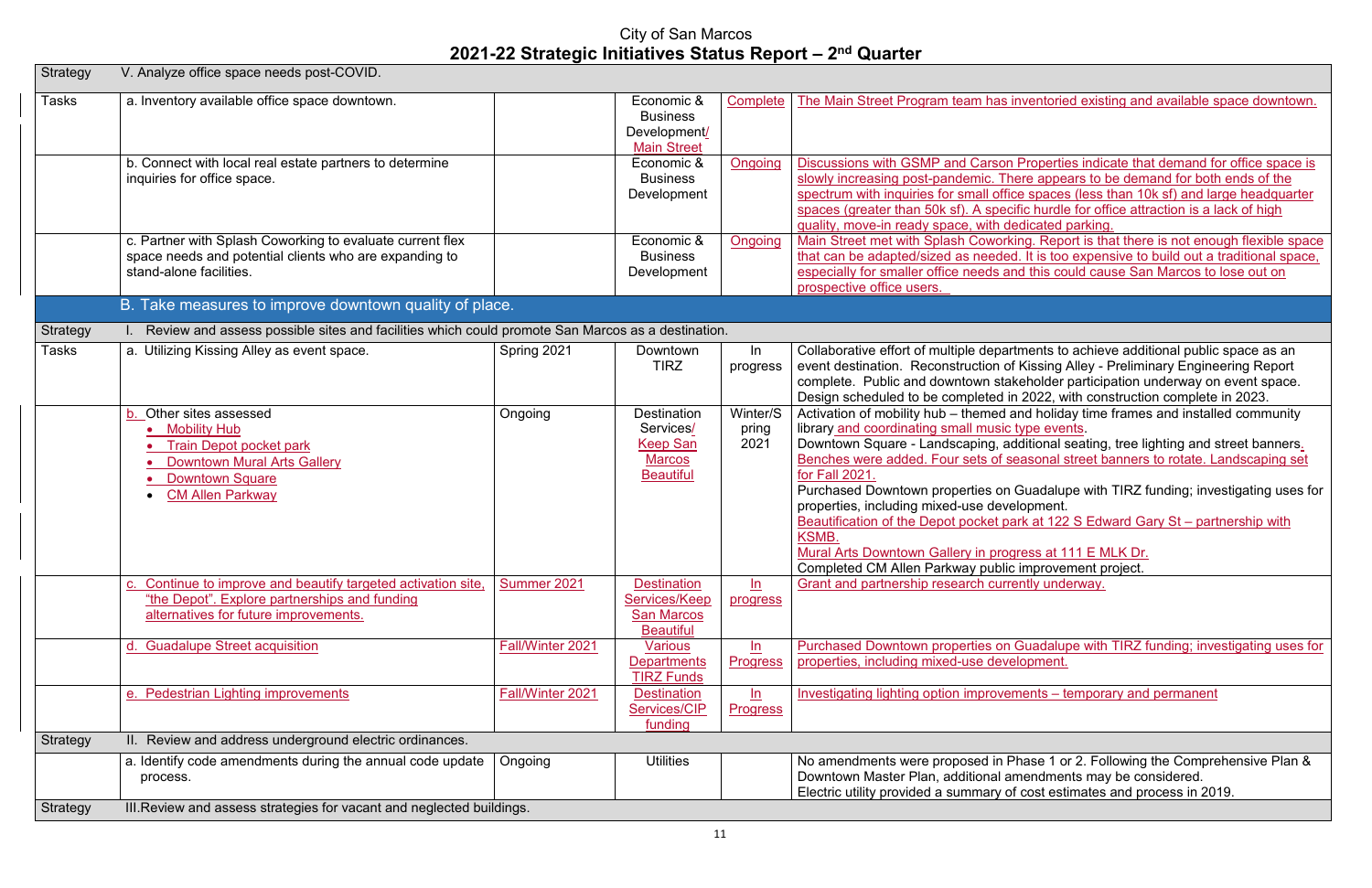City of San Marcos

# 2021-22 Strategic Initiatives Status Report – 2nd Quarter

| Strategy | V. Analyze office space needs post-COVID. | | | | |
|---|---|---|---|---|---|
| Tasks | a. Inventory available office space downtown. | | Economic & Business Development/ Main Street | Complete | The Main Street Program team has inventoried existing and available space downtown. |
| | b. Connect with local real estate partners to determine inquiries for office space. | | Economic & Business Development | Ongoing | Discussions with GSMP and Carson Properties indicate that demand for office space is slowly increasing post-pandemic. There appears to be demand for both ends of the spectrum with inquiries for small office spaces (less than 10k sf) and large headquarter spaces (greater than 50k sf). A specific hurdle for office attraction is a lack of high quality, move-in ready space, with dedicated parking. |
| | c. Partner with Splash Coworking to evaluate current flex space needs and potential clients who are expanding to stand-alone facilities. | | Economic & Business Development | Ongoing | Main Street met with Splash Coworking. Report is that there is not enough flexible space that can be adapted/sized as needed. It is too expensive to build out a traditional space, especially for smaller office needs and this could cause San Marcos to lose out on prospective office users. |
| | **B. Take measures to improve downtown quality of place.** | | | | |
| Strategy | I. Review and assess possible sites and facilities which could promote San Marcos as a destination. | | | | |
| Tasks | a. Utilizing Kissing Alley as event space. | Spring 2021 | Downtown TIRZ | In progress | Collaborative effort of multiple departments to achieve additional public space as an event destination. Reconstruction of Kissing Alley - Preliminary Engineering Report complete. Public and downtown stakeholder participation underway on event space. Design scheduled to be completed in 2022, with construction complete in 2023. |
| | b. Other sites assessed<br>• Mobility Hub<br>• Train Depot pocket park<br>• Downtown Mural Arts Gallery<br>• Downtown Square<br>• CM Allen Parkway | Ongoing | Destination Services/ Keep San Marcos Beautiful | Winter/Spring 2021 | Activation of mobility hub – themed and holiday time frames and installed community library and coordinating small music type events.<br>Downtown Square - Landscaping, additional seating, tree lighting and street banners. Benches were added. Four sets of seasonal street banners to rotate. Landscaping set for Fall 2021.<br>Purchased Downtown properties on Guadalupe with TIRZ funding; investigating uses for properties, including mixed-use development.<br>Beautification of the Depot pocket park at 122 S Edward Gary St – partnership with KSMB.<br>Mural Arts Downtown Gallery in progress at 111 E MLK Dr.<br>Completed CM Allen Parkway public improvement project. |
| | c. Continue to improve and beautify targeted activation site, "the Depot". Explore partnerships and funding alternatives for future improvements. | Summer 2021 | Destination Services/Keep San Marcos Beautiful | In progress | Grant and partnership research currently underway. |
| | d. Guadalupe Street acquisition | Fall/Winter 2021 | Various Departments TIRZ Funds | In Progress | Purchased Downtown properties on Guadalupe with TIRZ funding; investigating uses for properties, including mixed-use development. |
| | e. Pedestrian Lighting improvements | Fall/Winter 2021 | Destination Services/CIP funding | In Progress | Investigating lighting option improvements – temporary and permanent |
| Strategy | II. Review and address underground electric ordinances. | | | | |
| | a. Identify code amendments during the annual code update process. | Ongoing | Utilities | | No amendments were proposed in Phase 1 or 2. Following the Comprehensive Plan & Downtown Master Plan, additional amendments may be considered.<br>Electric utility provided a summary of cost estimates and process in 2019. |
| Strategy | III. Review and assess strategies for vacant and neglected buildings. | | | | |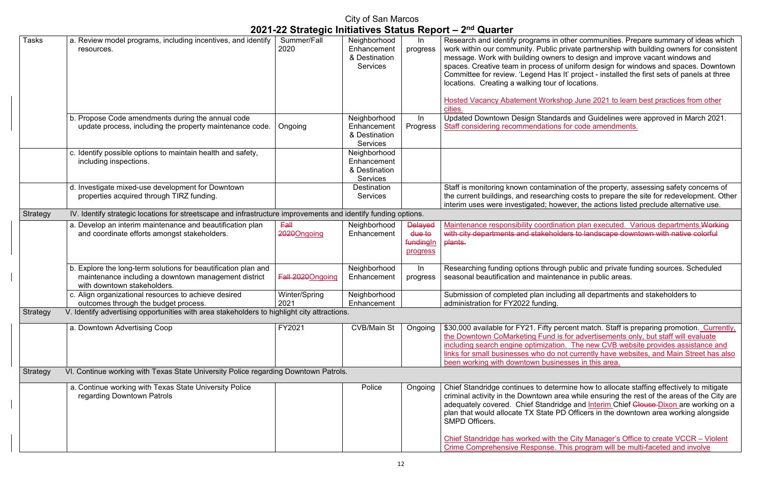# City of San Marcos

## 2021-22 Strategic Initiatives Status Report – 2nd Quarter

| | | | | | |
|---|---|---|---|---|---|
| Tasks | a. Review model programs, including incentives, and identify resources. | Summer/Fall 2020 | Neighborhood Enhancement & Destination Services | In progress | Research and identify programs in other communities. Prepare summary of ideas which work within our community. Public private partnership with building owners for consistent message. Work with building owners to design and improve vacant windows and spaces. Creative team in process of uniform design for windows and spaces. Downtown Committee for review. 'Legend Has It' project - installed the first sets of panels at three locations. Creating a walking tour of locations. Hosted Vacancy Abatement Workshop June 2021 to learn best practices from other cities. |
| | b. Propose Code amendments during the annual code update process, including the property maintenance code. | Ongoing | Neighborhood Enhancement & Destination Services | In Progress | Updated Downtown Design Standards and Guidelines were approved in March 2021. Staff considering recommendations for code amendments. |
| | c. Identify possible options to maintain health and safety, including inspections. | | Neighborhood Enhancement & Destination Services | | |
| | d. Investigate mixed-use development for Downtown properties acquired through TIRZ funding. | | Destination Services | | Staff is monitoring known contamination of the property, assessing safety concerns of the current buildings, and researching costs to prepare the site for redevelopment. Other interim uses were investigated; however, the actions listed preclude alternative use. |
| Strategy | IV. Identify strategic locations for streetscape and infrastructure improvements and identify funding options. | | | | |
| | a. Develop an interim maintenance and beautification plan and coordinate efforts amongst stakeholders. | ~~Fall 2020~~Ongoing | Neighborhood Enhancement | ~~Delayed due to funding~~In progress | Maintenance responsibility coordination plan executed. Various departments.~~Working with city departments and stakeholders to landscape downtown with native colorful plants.~~ |
| | b. Explore the long-term solutions for beautification plan and maintenance including a downtown management district with downtown stakeholders. | ~~Fall 2020~~Ongoing | Neighborhood Enhancement | In progress | Researching funding options through public and private funding sources. Scheduled seasonal beautification and maintenance in public areas. |
| | c. Align organizational resources to achieve desired outcomes through the budget process. | Winter/Spring 2021 | Neighborhood Enhancement | | Submission of completed plan including all departments and stakeholders to administration for FY2022 funding. |
| Strategy | V. Identify advertising opportunities with area stakeholders to highlight city attractions. | | | | |
| | a. Downtown Advertising Coop | FY2021 | CVB/Main St | Ongoing | $30,000 available for FY21. Fifty percent match. Staff is preparing promotion. Currently, the Downtown CoMarketing Fund is for advertisements only, but staff will evaluate including search engine optimization. The new CVB website provides assistance and links for small businesses who do not currently have websites, and Main Street has also been working with downtown businesses in this area. |
| Strategy | VI. Continue working with Texas State University Police regarding Downtown Patrols. | | | | |
| | a. Continue working with Texas State University Police regarding Downtown Patrols | | Police | Ongoing | Chief Standridge continues to determine how to allocate staffing effectively to mitigate criminal activity in the Downtown area while ensuring the rest of the areas of the City are adequately covered. Chief Standridge and Interim Chief ~~Clouse~~ Dixon are working on a plan that would allocate TX State PD Officers in the downtown area working alongside SMPD Officers. Chief Standridge has worked with the City Manager's Office to create VCCR – Violent Crime Comprehensive Response. This program will be multi-faceted and involve |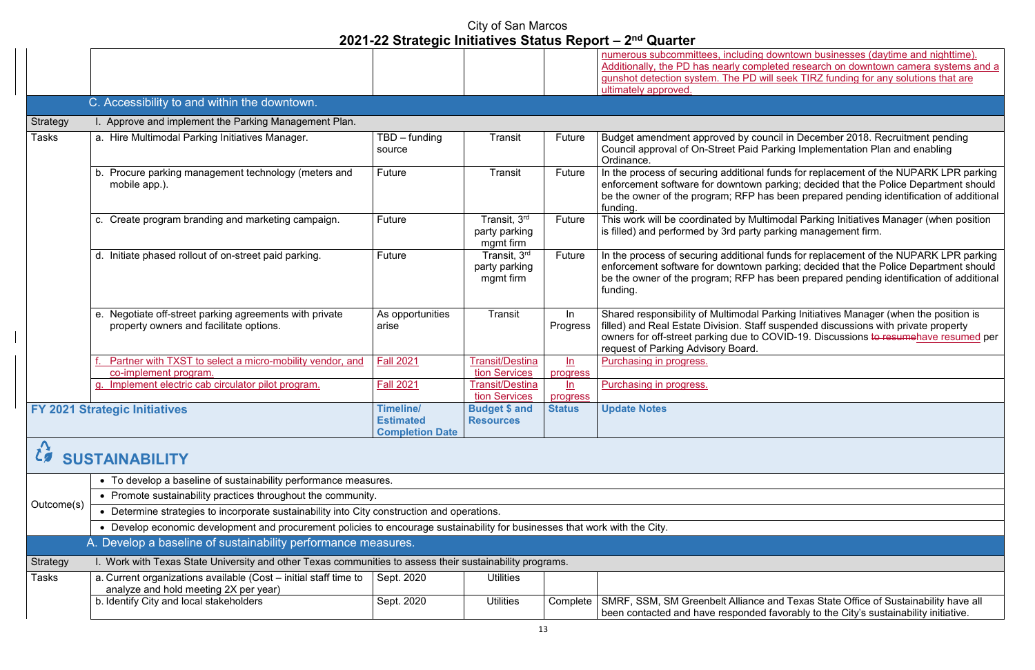| | | | | | |
|---|---|---|---|---|---|
| | | | | | numerous subcommittees, including downtown businesses (daytime and nighttime). Additionally, the PD has nearly completed research on downtown camera systems and a gunshot detection system. The PD will seek TIRZ funding for any solutions that are ultimately approved. |
| | **C. Accessibility to and within the downtown.** | | | | |
| Strategy | I. Approve and implement the Parking Management Plan. | | | | |
| Tasks | a. Hire Multimodal Parking Initiatives Manager. | TBD – funding source | Transit | Future | Budget amendment approved by council in December 2018. Recruitment pending Council approval of On-Street Paid Parking Implementation Plan and enabling Ordinance. |
| | b. Procure parking management technology (meters and mobile app.). | Future | Transit | Future | In the process of securing additional funds for replacement of the NUPARK LPR parking enforcement software for downtown parking; decided that the Police Department should be the owner of the program; RFP has been prepared pending identification of additional funding. |
| | c. Create program branding and marketing campaign. | Future | Transit, 3rd party parking mgmt firm | Future | This work will be coordinated by Multimodal Parking Initiatives Manager (when position is filled) and performed by 3rd party parking management firm. |
| | d. Initiate phased rollout of on-street paid parking. | Future | Transit, 3rd party parking mgmt firm | Future | In the process of securing additional funds for replacement of the NUPARK LPR parking enforcement software for downtown parking; decided that the Police Department should be the owner of the program; RFP has been prepared pending identification of additional funding. |
| | e. Negotiate off-street parking agreements with private property owners and facilitate options. | As opportunities arise | Transit | In Progress | Shared responsibility of Multimodal Parking Initiatives Manager (when the position is filled) and Real Estate Division. Staff suspended discussions with private property owners for off-street parking due to COVID-19. Discussions ~~to resume~~have resumed per request of Parking Advisory Board. |
| | f. Partner with TXST to select a micro-mobility vendor, and co-implement program. | Fall 2021 | Transit/Destination Services | In progress | Purchasing in progress. |
| | g. Implement electric cab circulator pilot program. | Fall 2021 | Transit/Destination Services | In progress | Purchasing in progress. |
| **FY 2021 Strategic Initiatives** | | **Timeline/ Estimated Completion Date** | **Budget $ and Resources** | **Status** | **Update Notes** |
| **SUSTAINABILITY** | | | | | |
| Outcome(s) | • To develop a baseline of sustainability performance measures. | | | | |
| | • Promote sustainability practices throughout the community. | | | | |
| | • Determine strategies to incorporate sustainability into City construction and operations. | | | | |
| | • Develop economic development and procurement policies to encourage sustainability for businesses that work with the City. | | | | |
| | **A. Develop a baseline of sustainability performance measures.** | | | | |
| Strategy | I. Work with Texas State University and other Texas communities to assess their sustainability programs. | | | | |
| Tasks | a. Current organizations available (Cost – initial staff time to analyze and hold meeting 2X per year) | Sept. 2020 | Utilities | | |
| | b. Identify City and local stakeholders | Sept. 2020 | Utilities | Complete | SMRF, SSM, SM Greenbelt Alliance and Texas State Office of Sustainability have all been contacted and have responded favorably to the City's sustainability initiative. |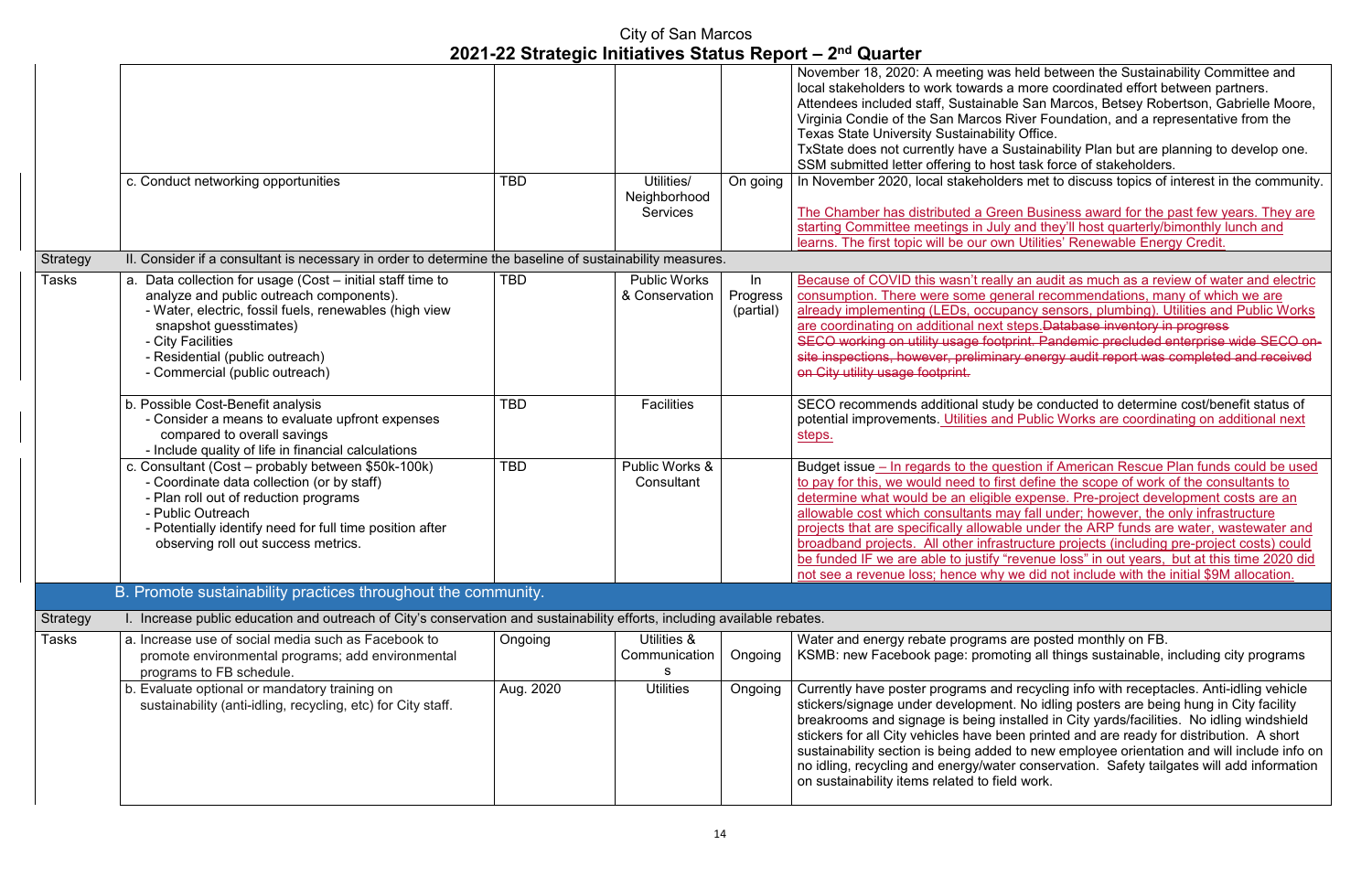# City of San Marcos

## 2021-22 Strategic Initiatives Status Report – 2nd Quarter

| | | | | | |
|---|---|---|---|---|---|
| | | | | | November 18, 2020: A meeting was held between the Sustainability Committee and local stakeholders to work towards a more coordinated effort between partners. Attendees included staff, Sustainable San Marcos, Betsey Robertson, Gabrielle Moore, Virginia Condie of the San Marcos River Foundation, and a representative from the Texas State University Sustainability Office. TxState does not currently have a Sustainability Plan but are planning to develop one. SSM submitted letter offering to host task force of stakeholders. |
| | c. Conduct networking opportunities | TBD | Utilities/ Neighborhood Services | On going | In November 2020, local stakeholders met to discuss topics of interest in the community. The Chamber has distributed a Green Business award for the past few years. They are starting Committee meetings in July and they'll host quarterly/bimonthly lunch and learns. The first topic will be our own Utilities' Renewable Energy Credit. |
| Strategy | II. Consider if a consultant is necessary in order to determine the baseline of sustainability measures. | | | | |
| Tasks | a. Data collection for usage (Cost – initial staff time to analyze and public outreach components). - Water, electric, fossil fuels, renewables (high view snapshot guesstimates) - City Facilities - Residential (public outreach) - Commercial (public outreach) | TBD | Public Works & Conservation | In Progress (partial) | Because of COVID this wasn't really an audit as much as a review of water and electric consumption. There were some general recommendations, many of which we are already implementing (LEDs, occupancy sensors, plumbing). Utilities and Public Works are coordinating on additional next steps. ~~Database inventory in progress SECO working on utility usage footprint. Pandemic precluded enterprise wide SECO on-site inspections, however, preliminary energy audit report was completed and received on City utility usage footprint.~~ |
| | b. Possible Cost-Benefit analysis - Consider a means to evaluate upfront expenses compared to overall savings - Include quality of life in financial calculations | TBD | Facilities | | SECO recommends additional study be conducted to determine cost/benefit status of potential improvements. Utilities and Public Works are coordinating on additional next steps. |
| | c. Consultant (Cost – probably between $50k-100k) - Coordinate data collection (or by staff) - Plan roll out of reduction programs - Public Outreach - Potentially identify need for full time position after observing roll out success metrics. | TBD | Public Works & Consultant | | Budget issue – In regards to the question if American Rescue Plan funds could be used to pay for this, we would need to first define the scope of work of the consultants to determine what would be an eligible expense. Pre-project development costs are an allowable cost which consultants may fall under; however, the only infrastructure projects that are specifically allowable under the ARP funds are water, wastewater and broadband projects. All other infrastructure projects (including pre-project costs) could be funded IF we are able to justify "revenue loss" in out years, but at this time 2020 did not see a revenue loss; hence why we did not include with the initial $9M allocation. |
| | **B. Promote sustainability practices throughout the community.** | | | | |
| Strategy | I. Increase public education and outreach of City's conservation and sustainability efforts, including available rebates. | | | | |
| Tasks | a. Increase use of social media such as Facebook to promote environmental programs; add environmental programs to FB schedule. | Ongoing | Utilities & Communications | Ongoing | Water and energy rebate programs are posted monthly on FB. KSMB: new Facebook page: promoting all things sustainable, including city programs |
| | b. Evaluate optional or mandatory training on sustainability (anti-idling, recycling, etc) for City staff. | Aug. 2020 | Utilities | Ongoing | Currently have poster programs and recycling info with receptacles. Anti-idling vehicle stickers/signage under development. No idling posters are being hung in City facility breakrooms and signage is being installed in City yards/facilities. No idling windshield stickers for all City vehicles have been printed and are ready for distribution. A short sustainability section is being added to new employee orientation and will include info on no idling, recycling and energy/water conservation. Safety tailgates will add information on sustainability items related to field work. |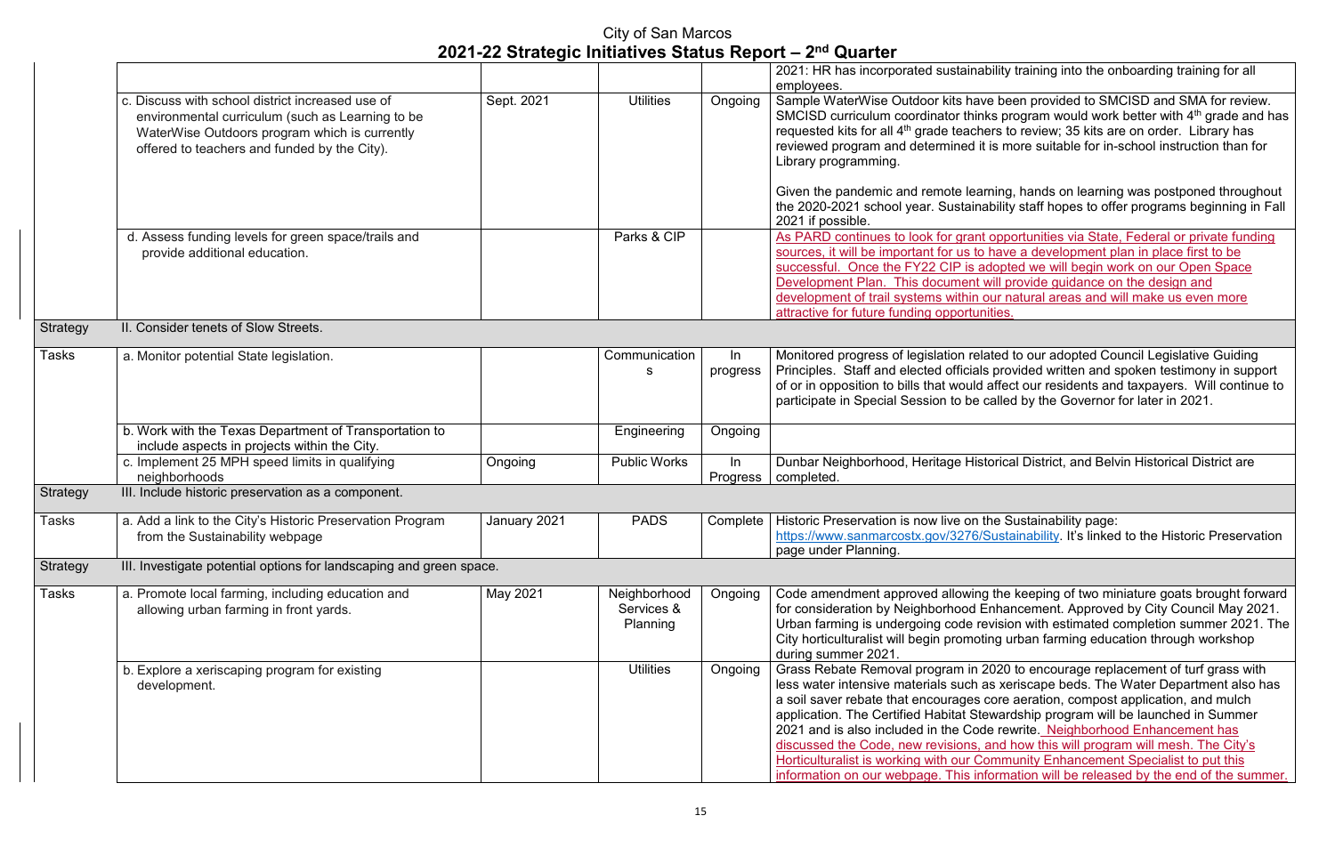City of San Marcos

# 2021-22 Strategic Initiatives Status Report – 2nd Quarter

| | | | | | |
|---|---|---|---|---|---|
| | | | | | 2021: HR has incorporated sustainability training into the onboarding training for all employees. |
| | c. Discuss with school district increased use of environmental curriculum (such as Learning to be WaterWise Outdoors program which is currently offered to teachers and funded by the City). | Sept. 2021 | Utilities | Ongoing | Sample WaterWise Outdoor kits have been provided to SMCISD and SMA for review. SMCISD curriculum coordinator thinks program would work better with 4th grade and has requested kits for all 4th grade teachers to review; 35 kits are on order. Library has reviewed program and determined it is more suitable for in-school instruction than for Library programming.<br><br>Given the pandemic and remote learning, hands on learning was postponed throughout the 2020-2021 school year. Sustainability staff hopes to offer programs beginning in Fall 2021 if possible. |
| | d. Assess funding levels for green space/trails and provide additional education. | | Parks & CIP | | As PARD continues to look for grant opportunities via State, Federal or private funding sources, it will be important for us to have a development plan in place first to be successful. Once the FY22 CIP is adopted we will begin work on our Open Space Development Plan. This document will provide guidance on the design and development of trail systems within our natural areas and will make us even more attractive for future funding opportunities. |
| Strategy | II. Consider tenets of Slow Streets. | | | | |
| Tasks | a. Monitor potential State legislation. | | Communications | In progress | Monitored progress of legislation related to our adopted Council Legislative Guiding Principles. Staff and elected officials provided written and spoken testimony in support of or in opposition to bills that would affect our residents and taxpayers. Will continue to participate in Special Session to be called by the Governor for later in 2021. |
| | b. Work with the Texas Department of Transportation to include aspects in projects within the City. | | Engineering | Ongoing | |
| | c. Implement 25 MPH speed limits in qualifying neighborhoods | Ongoing | Public Works | In Progress | Dunbar Neighborhood, Heritage Historical District, and Belvin Historical District are completed. |
| Strategy | III. Include historic preservation as a component. | | | | |
| Tasks | a. Add a link to the City's Historic Preservation Program from the Sustainability webpage | January 2021 | PADS | Complete | Historic Preservation is now live on the Sustainability page: https://www.sanmarcostx.gov/3276/Sustainability. It's linked to the Historic Preservation page under Planning. |
| Strategy | III. Investigate potential options for landscaping and green space. | | | | |
| Tasks | a. Promote local farming, including education and allowing urban farming in front yards. | May 2021 | Neighborhood Services & Planning | Ongoing | Code amendment approved allowing the keeping of two miniature goats brought forward for consideration by Neighborhood Enhancement. Approved by City Council May 2021. Urban farming is undergoing code revision with estimated completion summer 2021. The City horticulturalist will begin promoting urban farming education through workshop during summer 2021. |
| | b. Explore a xeriscaping program for existing development. | | Utilities | Ongoing | Grass Rebate Removal program in 2020 to encourage replacement of turf grass with less water intensive materials such as xeriscape beds. The Water Department also has a soil saver rebate that encourages core aeration, compost application, and mulch application. The Certified Habitat Stewardship program will be launched in Summer 2021 and is also included in the Code rewrite. Neighborhood Enhancement has discussed the Code, new revisions, and how this will program will mesh. The City's Horticulturalist is working with our Community Enhancement Specialist to put this information on our webpage. This information will be released by the end of the summer. |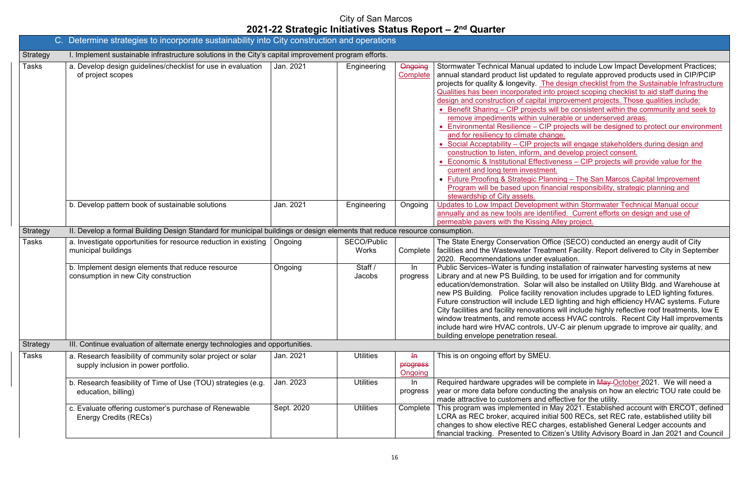City of San Marcos

# 2021-22 Strategic Initiatives Status Report – 2nd Quarter

| C. Determine strategies to incorporate sustainability into City construction and operations | | | | | |
|---|---|---|---|---|---|
| Strategy | I. Implement sustainable infrastructure solutions in the City's capital improvement program efforts. | | | | |
| Tasks | a. Develop design guidelines/checklist for use in evaluation of project scopes | Jan. 2021 | Engineering | ~~Ongoing~~ Complete | Stormwater Technical Manual updated to include Low Impact Development Practices; annual standard product list updated to regulate approved products used in CIP/PCIP projects for quality & longevity. The design checklist from the Sustainable Infrastructure Qualities has been incorporated into project scoping checklist to aid staff during the design and construction of capital improvement projects. Those qualities include: • Benefit Sharing – CIP projects will be consistent within the community and seek to remove impediments within vulnerable or underserved areas. • Environmental Resilience – CIP projects will be designed to protect our environment and for resiliency to climate change. • Social Acceptability – CIP projects will engage stakeholders during design and construction to listen, inform, and develop project consent. • Economic & Institutional Effectiveness – CIP projects will provide value for the current and long term investment. • Future Proofing & Strategic Planning – The San Marcos Capital Improvement Program will be based upon financial responsibility, strategic planning and stewardship of City assets. |
| | b. Develop pattern book of sustainable solutions | Jan. 2021 | Engineering | Ongoing | Updates to Low Impact Development within Stormwater Technical Manual occur annually and as new tools are identified. Current efforts on design and use of permeable pavers with the Kissing Alley project. |
| Strategy | II. Develop a formal Building Design Standard for municipal buildings or design elements that reduce resource consumption. | | | | |
| Tasks | a. Investigate opportunities for resource reduction in existing municipal buildings | Ongoing | SECO/Public Works | Complete | The State Energy Conservation Office (SECO) conducted an energy audit of City facilities and the Wastewater Treatment Facility. Report delivered to City in September 2020. Recommendations under evaluation. |
| | b. Implement design elements that reduce resource consumption in new City construction | Ongoing | Staff / Jacobs | In progress | Public Services–Water is funding installation of rainwater harvesting systems at new Library and at new PS Building, to be used for irrigation and for community education/demonstration. Solar will also be installed on Utility Bldg. and Warehouse at new PS Building. Police facility renovation includes upgrade to LED lighting fixtures. Future construction will include LED lighting and high efficiency HVAC systems. Future City facilities and facility renovations will include highly reflective roof treatments, low E window treatments, and remote access HVAC controls. Recent City Hall improvements include hard wire HVAC controls, UV-C air plenum upgrade to improve air quality, and building envelope penetration reseal. |
| Strategy | III. Continue evaluation of alternate energy technologies and opportunities. | | | | |
| Tasks | a. Research feasibility of community solar project or solar supply inclusion in power portfolio. | Jan. 2021 | Utilities | ~~In progress~~ Ongoing | This is on ongoing effort by SMEU. |
| | b. Research feasibility of Time of Use (TOU) strategies (e.g. education, billing) | Jan. 2023 | Utilities | In progress | Required hardware upgrades will be complete in ~~May~~ October 2021. We will need a year or more data before conducting the analysis on how an electric TOU rate could be made attractive to customers and effective for the utility. |
| | c. Evaluate offering customer's purchase of Renewable Energy Credits (RECs) | Sept. 2020 | Utilities | Complete | This program was implemented in May 2021. Established account with ERCOT, defined LCRA as REC broker, acquired initial 500 RECs, set REC rate, established utility bill changes to show elective REC charges, established General Ledger accounts and financial tracking. Presented to Citizen's Utility Advisory Board in Jan 2021 and Council |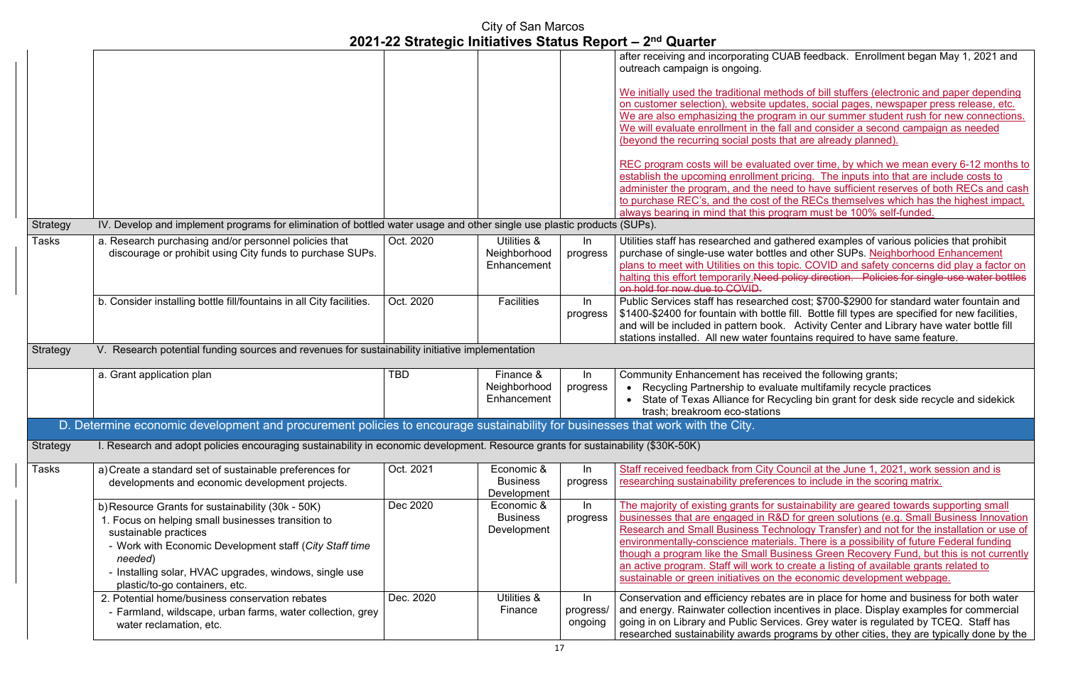# City of San Marcos
## 2021-22 Strategic Initiatives Status Report – 2nd Quarter

| | | | | | |
|---|---|---|---|---|---|
| | | | | | after receiving and incorporating CUAB feedback. Enrollment began May 1, 2021 and outreach campaign is ongoing. <br><br> We initially used the traditional methods of bill stuffers (electronic and paper depending on customer selection), website updates, social pages, newspaper press release, etc. We are also emphasizing the program in our summer student rush for new connections. We will evaluate enrollment in the fall and consider a second campaign as needed (beyond the recurring social posts that are already planned). <br><br> REC program costs will be evaluated over time, by which we mean every 6-12 months to establish the upcoming enrollment pricing. The inputs into that are include costs to administer the program, and the need to have sufficient reserves of both RECs and cash to purchase REC's, and the cost of the RECs themselves which has the highest impact, always bearing in mind that this program must be 100% self-funded. |
| Strategy | IV. Develop and implement programs for elimination of bottled water usage and other single use plastic products (SUPs). | | | | |
| Tasks | a. Research purchasing and/or personnel policies that discourage or prohibit using City funds to purchase SUPs. | Oct. 2020 | Utilities & Neighborhood Enhancement | In progress | Utilities staff has researched and gathered examples of various policies that prohibit purchase of single-use water bottles and other SUPs. Neighborhood Enhancement plans to meet with Utilities on this topic. COVID and safety concerns did play a factor on halting this effort temporarily. ~~Need policy direction. Policies for single-use water bottles on hold for now due to COVID.~~ |
| | b. Consider installing bottle fill/fountains in all City facilities. | Oct. 2020 | Facilities | In progress | Public Services staff has researched cost; $700-$2900 for standard water fountain and $1400-$2400 for fountain with bottle fill. Bottle fill types are specified for new facilities, and will be included in pattern book. Activity Center and Library have water bottle fill stations installed. All new water fountains required to have same feature. |
| Strategy | V. Research potential funding sources and revenues for sustainability initiative implementation | | | | |
| | a. Grant application plan | TBD | Finance & Neighborhood Enhancement | In progress | Community Enhancement has received the following grants; <br>• Recycling Partnership to evaluate multifamily recycle practices <br>• State of Texas Alliance for Recycling bin grant for desk side recycle and sidekick trash; breakroom eco-stations |
| **D. Determine economic development and procurement policies to encourage sustainability for businesses that work with the City.** | | | | | |
| Strategy | I. Research and adopt policies encouraging sustainability in economic development. Resource grants for sustainability ($30K-50K) | | | | |
| Tasks | a) Create a standard set of sustainable preferences for developments and economic development projects. | Oct. 2021 | Economic & Business Development | In progress | Staff received feedback from City Council at the June 1, 2021, work session and is researching sustainability preferences to include in the scoring matrix. |
| | b) Resource Grants for sustainability (30k - 50K) <br>1. Focus on helping small businesses transition to sustainable practices <br>- Work with Economic Development staff (*City Staff time needed*) <br>- Installing solar, HVAC upgrades, windows, single use plastic/to-go containers, etc. | Dec 2020 | Economic & Business Development | In progress | The majority of existing grants for sustainability are geared towards supporting small businesses that are engaged in R&D for green solutions (e.g. Small Business Innovation Research and Small Business Technology Transfer) and not for the installation or use of environmentally-conscience materials. There is a possibility of future Federal funding though a program like the Small Business Green Recovery Fund, but this is not currently an active program. Staff will work to create a listing of available grants related to sustainable or green initiatives on the economic development webpage. |
| | 2. Potential home/business conservation rebates <br>- Farmland, wildscape, urban farms, water collection, grey water reclamation, etc. | Dec. 2020 | Utilities & Finance | In progress/ ongoing | Conservation and efficiency rebates are in place for home and business for both water and energy. Rainwater collection incentives in place. Display examples for commercial going in on Library and Public Services. Grey water is regulated by TCEQ. Staff has researched sustainability awards programs by other cities, they are typically done by the |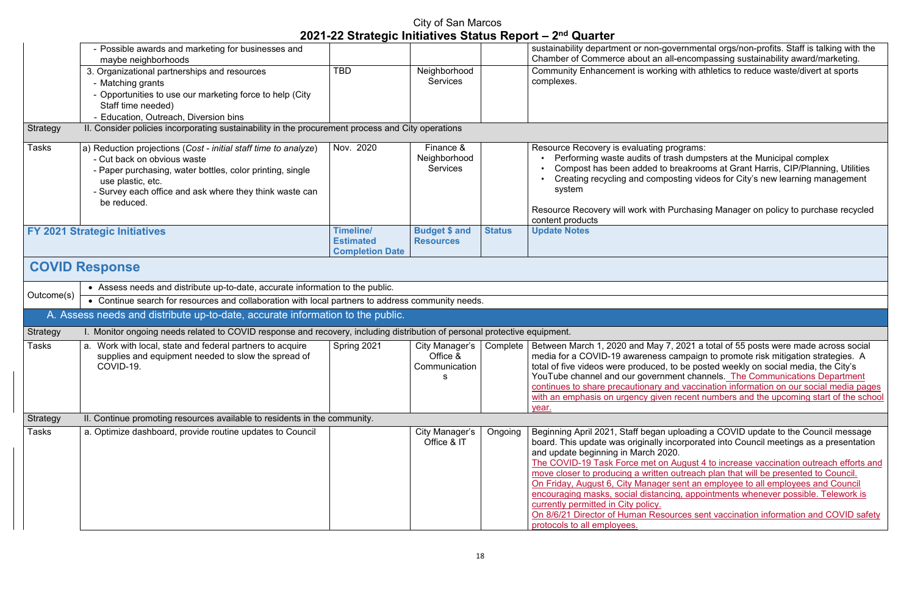| | | | | | |
|---|---|---|---|---|---|
| | - Possible awards and marketing for businesses and maybe neighborhoods | | | | sustainability department or non-governmental orgs/non-profits. Staff is talking with the Chamber of Commerce about an all-encompassing sustainability award/marketing. |
| | 3. Organizational partnerships and resources<br>- Matching grants<br>- Opportunities to use our marketing force to help (City Staff time needed)<br>- Education, Outreach, Diversion bins | TBD | Neighborhood Services | | Community Enhancement is working with athletics to reduce waste/divert at sports complexes. |
| Strategy | II. Consider policies incorporating sustainability in the procurement process and City operations | | | | |
| Tasks | a) Reduction projections (*Cost - initial staff time to analyze*)<br>- Cut back on obvious waste<br>- Paper purchasing, water bottles, color printing, single use plastic, etc.<br>- Survey each office and ask where they think waste can be reduced. | Nov. 2020 | Finance & Neighborhood Services | | Resource Recovery is evaluating programs:<br>• Performing waste audits of trash dumpsters at the Municipal complex<br>• Compost has been added to breakrooms at Grant Harris, CIP/Planning, Utilities<br>• Creating recycling and composting videos for City's new learning management system<br><br>Resource Recovery will work with Purchasing Manager on policy to purchase recycled content products |
| **FY 2021 Strategic Initiatives** | | **Timeline/ Estimated Completion Date** | **Budget $ and Resources** | **Status** | **Update Notes** |
| **COVID Response** | | | | | |
| Outcome(s) | • Assess needs and distribute up-to-date, accurate information to the public.<br>• Continue search for resources and collaboration with local partners to address community needs. | | | | |
| A. Assess needs and distribute up-to-date, accurate information to the public. | | | | | |
| Strategy | I. Monitor ongoing needs related to COVID response and recovery, including distribution of personal protective equipment. | | | | |
| Tasks | a. Work with local, state and federal partners to acquire supplies and equipment needed to slow the spread of COVID-19. | Spring 2021 | City Manager's Office & Communications | Complete | Between March 1, 2020 and May 7, 2021 a total of 55 posts were made across social media for a COVID-19 awareness campaign to promote risk mitigation strategies. A total of five videos were produced, to be posted weekly on social media, the City's YouTube channel and our government channels. The Communications Department continues to share precautionary and vaccination information on our social media pages with an emphasis on urgency given recent numbers and the upcoming start of the school year. |
| Strategy | II. Continue promoting resources available to residents in the community. | | | | |
| Tasks | a. Optimize dashboard, provide routine updates to Council | | City Manager's Office & IT | Ongoing | Beginning April 2021, Staff began uploading a COVID update to the Council message board. This update was originally incorporated into Council meetings as a presentation and update beginning in March 2020.<br>The COVID-19 Task Force met on August 4 to increase vaccination outreach efforts and move closer to producing a written outreach plan that will be presented to Council.<br>On Friday, August 6, City Manager sent an employee to all employees and Council encouraging masks, social distancing, appointments whenever possible. Telework is currently permitted in City policy.<br>On 8/6/21 Director of Human Resources sent vaccination information and COVID safety protocols to all employees. |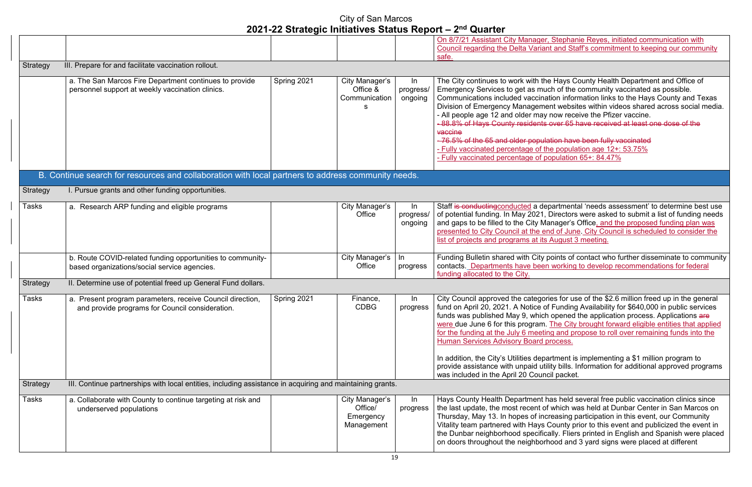# City of San Marcos
## 2021-22 Strategic Initiatives Status Report – 2nd Quarter

| | | | | | |
|---|---|---|---|---|---|
| | | | | | On 8/7/21 Assistant City Manager, Stephanie Reyes, initiated communication with Council regarding the Delta Variant and Staff's commitment to keeping our community safe. |
| Strategy | III. Prepare for and facilitate vaccination rollout. | | | | |
| | a. The San Marcos Fire Department continues to provide personnel support at weekly vaccination clinics. | Spring 2021 | City Manager's Office & Communications | In progress/ ongoing | The City continues to work with the Hays County Health Department and Office of Emergency Services to get as much of the community vaccinated as possible. Communications included vaccination information links to the Hays County and Texas Division of Emergency Management websites within videos shared across social media.<br>- All people age 12 and older may now receive the Pfizer vaccine.<br>~~- 88.8% of Hays County residents over 65 have received at least one dose of the vaccine~~<br>~~- 76.5% of the 65 and older population have been fully vaccinated~~<br>- Fully vaccinated percentage of the population age 12+: 53.75%<br>- Fully vaccinated percentage of population 65+: 84.47% |
| **B. Continue search for resources and collaboration with local partners to address community needs.** | | | | | |
| Strategy | I. Pursue grants and other funding opportunities. | | | | |
| Tasks | a. Research ARP funding and eligible programs | | City Manager's Office | In progress/ ongoing | Staff ~~is conducting~~conducted a departmental 'needs assessment' to determine best use of potential funding. In May 2021, Directors were asked to submit a list of funding needs and gaps to be filled to the City Manager's Office, and the proposed funding plan was presented to City Council at the end of June. City Council is scheduled to consider the list of projects and programs at its August 3 meeting. |
| | b. Route COVID-related funding opportunities to community-based organizations/social service agencies. | | City Manager's Office | In progress | Funding Bulletin shared with City points of contact who further disseminate to community contacts. Departments have been working to develop recommendations for federal funding allocated to the City. |
| Strategy | II. Determine use of potential freed up General Fund dollars. | | | | |
| Tasks | a. Present program parameters, receive Council direction, and provide programs for Council consideration. | Spring 2021 | Finance, CDBG | In progress | City Council approved the categories for use of the $2.6 million freed up in the general fund on April 20, 2021. A Notice of Funding Availability for $640,000 in public services funds was published May 9, which opened the application process. Applications ~~are~~ were due June 6 for this program. The City brought forward eligible entities that applied for the funding at the July 6 meeting and propose to roll over remaining funds into the Human Services Advisory Board process.<br><br>In addition, the City's Utilities department is implementing a $1 million program to provide assistance with unpaid utility bills. Information for additional approved programs was included in the April 20 Council packet. |
| Strategy | III. Continue partnerships with local entities, including assistance in acquiring and maintaining grants. | | | | |
| Tasks | a. Collaborate with County to continue targeting at risk and underserved populations | | City Manager's Office/ Emergency Management | In progress | Hays County Health Department has held several free public vaccination clinics since the last update, the most recent of which was held at Dunbar Center in San Marcos on Thursday, May 13. In hopes of increasing participation in this event, our Community Vitality team partnered with Hays County prior to this event and publicized the event in the Dunbar neighborhood specifically. Fliers printed in English and Spanish were placed on doors throughout the neighborhood and 3 yard signs were placed at different |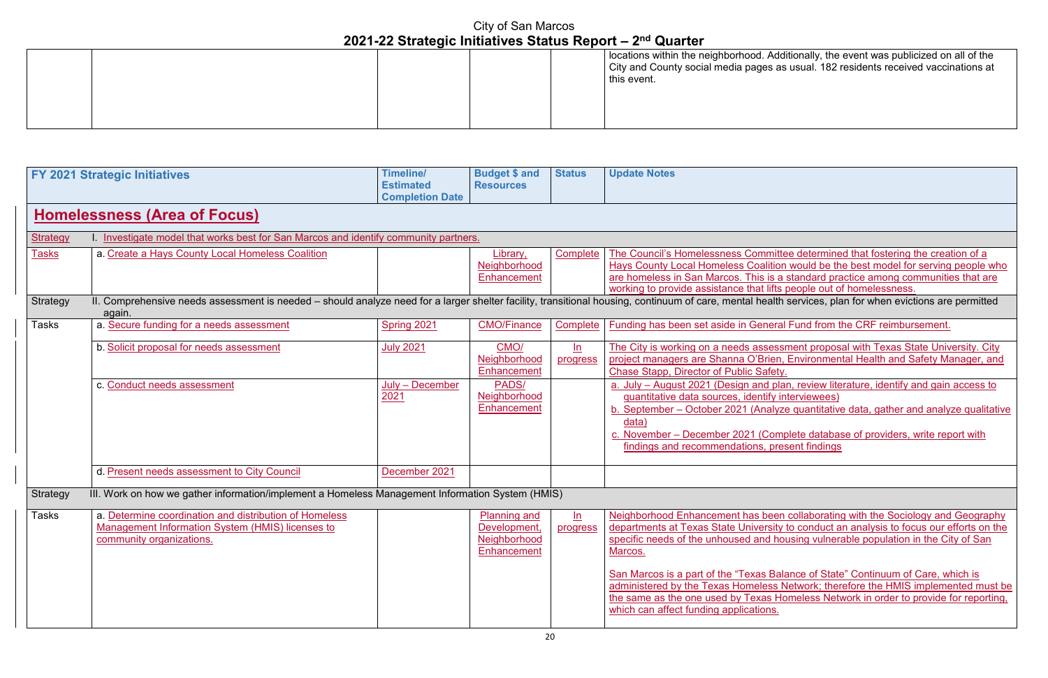| | | | | | |
|---|---|---|---|---|---|
| | | | | | locations within the neighborhood. Additionally, the event was publicized on all of the City and County social media pages as usual. 182 residents received vaccinations at this event. |

| FY 2021 Strategic Initiatives | | Timeline/ Estimated Completion Date | Budget $ and Resources | Status | Update Notes |
|---|---|---|---|---|---|
| **Homelessness (Area of Focus)** | | | | | |
| Strategy | I. Investigate model that works best for San Marcos and identify community partners. | | | | |
| Tasks | a. Create a Hays County Local Homeless Coalition | | Library, Neighborhood Enhancement | Complete | The Council's Homelessness Committee determined that fostering the creation of a Hays County Local Homeless Coalition would be the best model for serving people who are homeless in San Marcos. This is a standard practice among communities that are working to provide assistance that lifts people out of homelessness. |
| Strategy | II. Comprehensive needs assessment is needed – should analyze need for a larger shelter facility, transitional housing, continuum of care, mental health services, plan for when evictions are permitted again. | | | | |
| Tasks | a. Secure funding for a needs assessment | Spring 2021 | CMO/Finance | Complete | Funding has been set aside in General Fund from the CRF reimbursement. |
| | b. Solicit proposal for needs assessment | July 2021 | CMO/ Neighborhood Enhancement | In progress | The City is working on a needs assessment proposal with Texas State University. City project managers are Shanna O'Brien, Environmental Health and Safety Manager, and Chase Stapp, Director of Public Safety. |
| | c. Conduct needs assessment | July – December 2021 | PADS/ Neighborhood Enhancement | | a. July – August 2021 (Design and plan, review literature, identify and gain access to quantitative data sources, identify interviewees)<br>b. September – October 2021 (Analyze quantitative data, gather and analyze qualitative data)<br>c. November – December 2021 (Complete database of providers, write report with findings and recommendations, present findings |
| | d. Present needs assessment to City Council | December 2021 | | | |
| Strategy | III. Work on how we gather information/implement a Homeless Management Information System (HMIS) | | | | |
| Tasks | a. Determine coordination and distribution of Homeless Management Information System (HMIS) licenses to community organizations. | | Planning and Development, Neighborhood Enhancement | In progress | Neighborhood Enhancement has been collaborating with the Sociology and Geography departments at Texas State University to conduct an analysis to focus our efforts on the specific needs of the unhoused and housing vulnerable population in the City of San Marcos.<br><br>San Marcos is a part of the "Texas Balance of State" Continuum of Care, which is administered by the Texas Homeless Network; therefore the HMIS implemented must be the same as the one used by Texas Homeless Network in order to provide for reporting, which can affect funding applications. |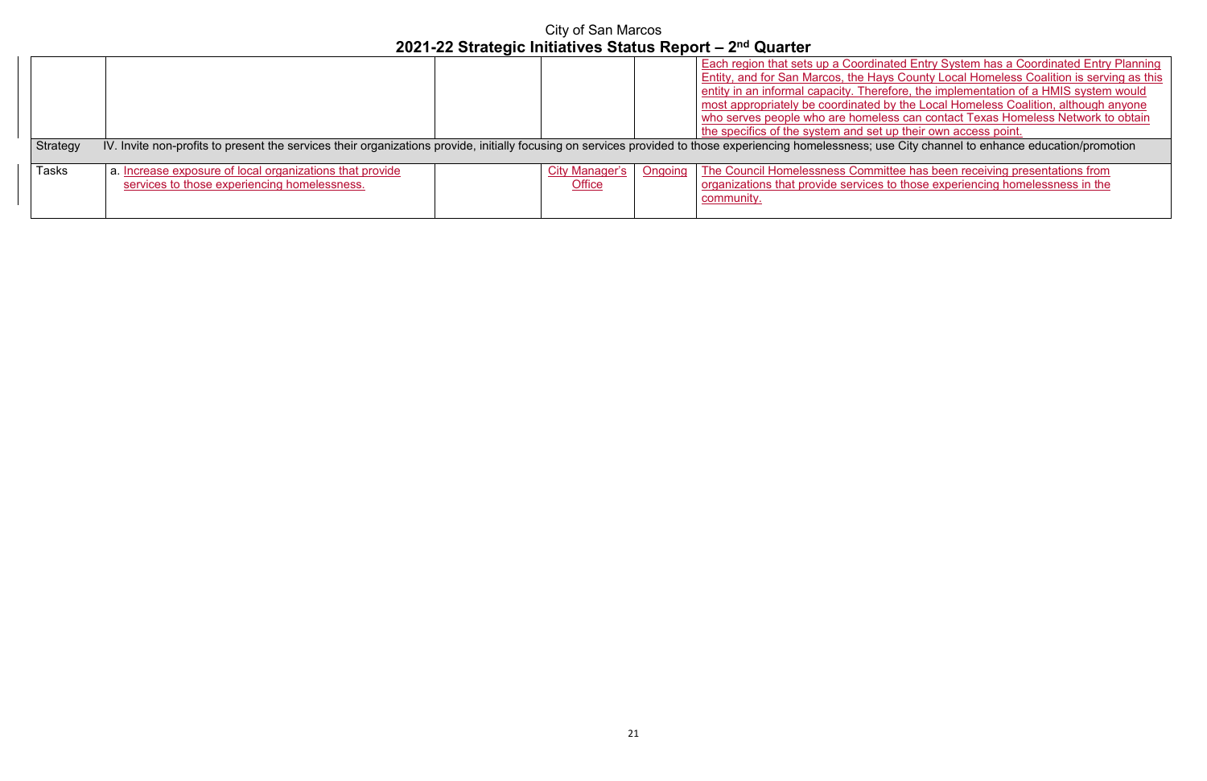City of San Marcos

**2021-22 Strategic Initiatives Status Report – 2nd Quarter**

| | | | | | |
|---|---|---|---|---|---|
| | | | | | Each region that sets up a Coordinated Entry System has a Coordinated Entry Planning Entity, and for San Marcos, the Hays County Local Homeless Coalition is serving as this entity in an informal capacity. Therefore, the implementation of a HMIS system would most appropriately be coordinated by the Local Homeless Coalition, although anyone who serves people who are homeless can contact Texas Homeless Network to obtain the specifics of the system and set up their own access point. |
| Strategy | IV. Invite non-profits to present the services their organizations provide, initially focusing on services provided to those experiencing homelessness; use City channel to enhance education/promotion | | | | |
| Tasks | a. Increase exposure of local organizations that provide services to those experiencing homelessness. | | City Manager's Office | Ongoing | The Council Homelessness Committee has been receiving presentations from organizations that provide services to those experiencing homelessness in the community. |